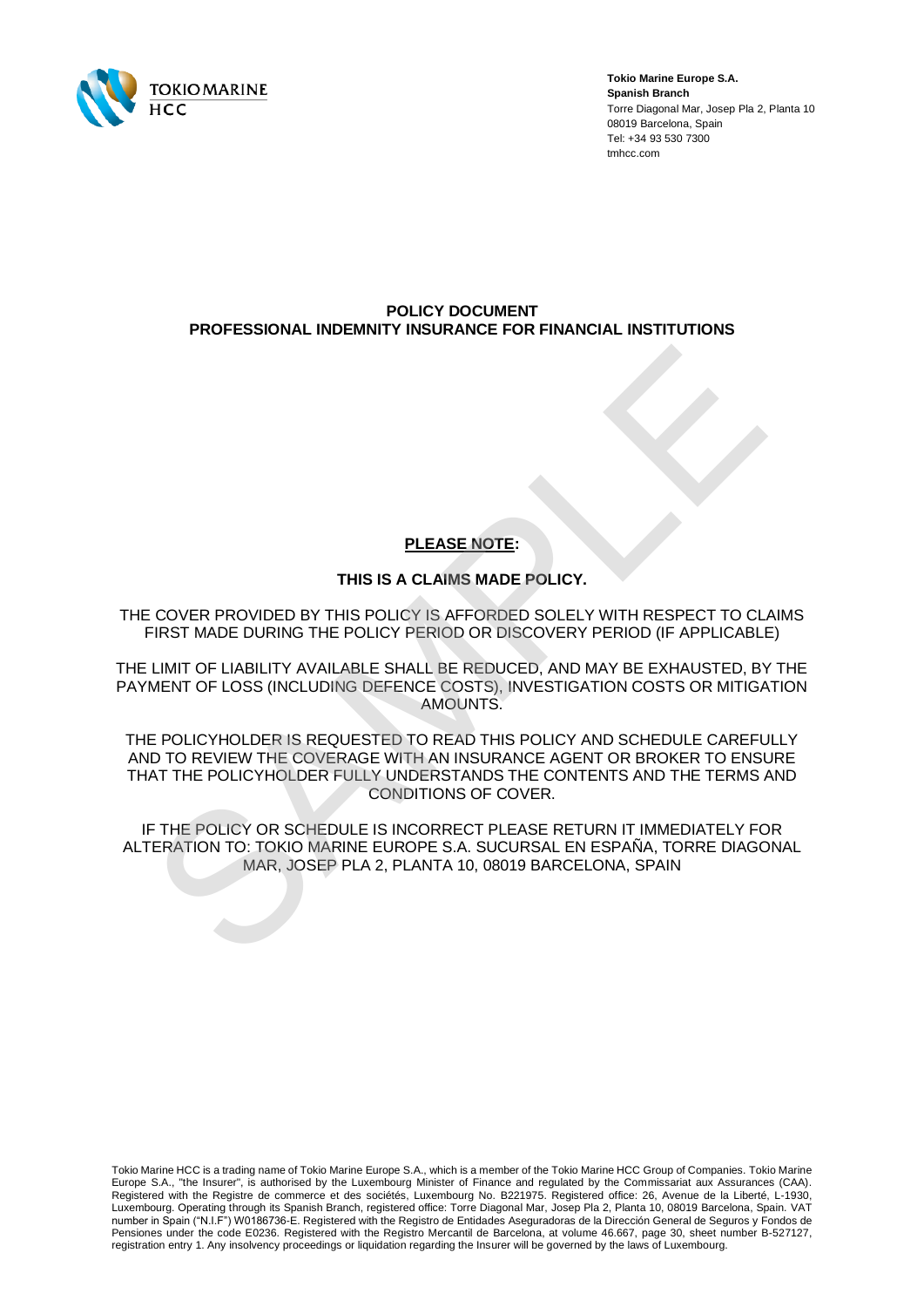**Tokio Marine Europe S.A.**
**Spanish Branch**
Torre Diagonal Mar, Josep Pla 2, Planta 10
08019 Barcelona, Spain
Tel: +34 93 530 7300
tmhcc.com

# POLICY DOCUMENT
# PROFESSIONAL INDEMNITY INSURANCE FOR FINANCIAL INSTITUTIONS

**PLEASE NOTE:**

**THIS IS A CLAIMS MADE POLICY.**

THE COVER PROVIDED BY THIS POLICY IS AFFORDED SOLELY WITH RESPECT TO CLAIMS FIRST MADE DURING THE POLICY PERIOD OR DISCOVERY PERIOD (IF APPLICABLE)

THE LIMIT OF LIABILITY AVAILABLE SHALL BE REDUCED, AND MAY BE EXHAUSTED, BY THE PAYMENT OF LOSS (INCLUDING DEFENCE COSTS), INVESTIGATION COSTS OR MITIGATION AMOUNTS.

THE POLICYHOLDER IS REQUESTED TO READ THIS POLICY AND SCHEDULE CAREFULLY AND TO REVIEW THE COVERAGE WITH AN INSURANCE AGENT OR BROKER TO ENSURE THAT THE POLICYHOLDER FULLY UNDERSTANDS THE CONTENTS AND THE TERMS AND CONDITIONS OF COVER.

IF THE POLICY OR SCHEDULE IS INCORRECT PLEASE RETURN IT IMMEDIATELY FOR ALTERATION TO: TOKIO MARINE EUROPE S.A. SUCURSAL EN ESPAÑA, TORRE DIAGONAL MAR, JOSEP PLA 2, PLANTA 10, 08019 BARCELONA, SPAIN

Tokio Marine HCC is a trading name of Tokio Marine Europe S.A., which is a member of the Tokio Marine HCC Group of Companies. Tokio Marine Europe S.A., "the Insurer", is authorised by the Luxembourg Minister of Finance and regulated by the Commissariat aux Assurances (CAA). Registered with the Registre de commerce et des sociétés, Luxembourg No. B221975. Registered office: 26, Avenue de la Liberté, L-1930, Luxembourg. Operating through its Spanish Branch, registered office: Torre Diagonal Mar, Josep Pla 2, Planta 10, 08019 Barcelona, Spain. VAT number in Spain ("N.I.F") W0186736-E. Registered with the Registro de Entidades Aseguradoras de la Dirección General de Seguros y Fondos de Pensiones under the code E0236. Registered with the Registro Mercantil de Barcelona, at volume 46.667, page 30, sheet number B-527127, registration entry 1. Any insolvency proceedings or liquidation regarding the Insurer will be governed by the laws of Luxembourg.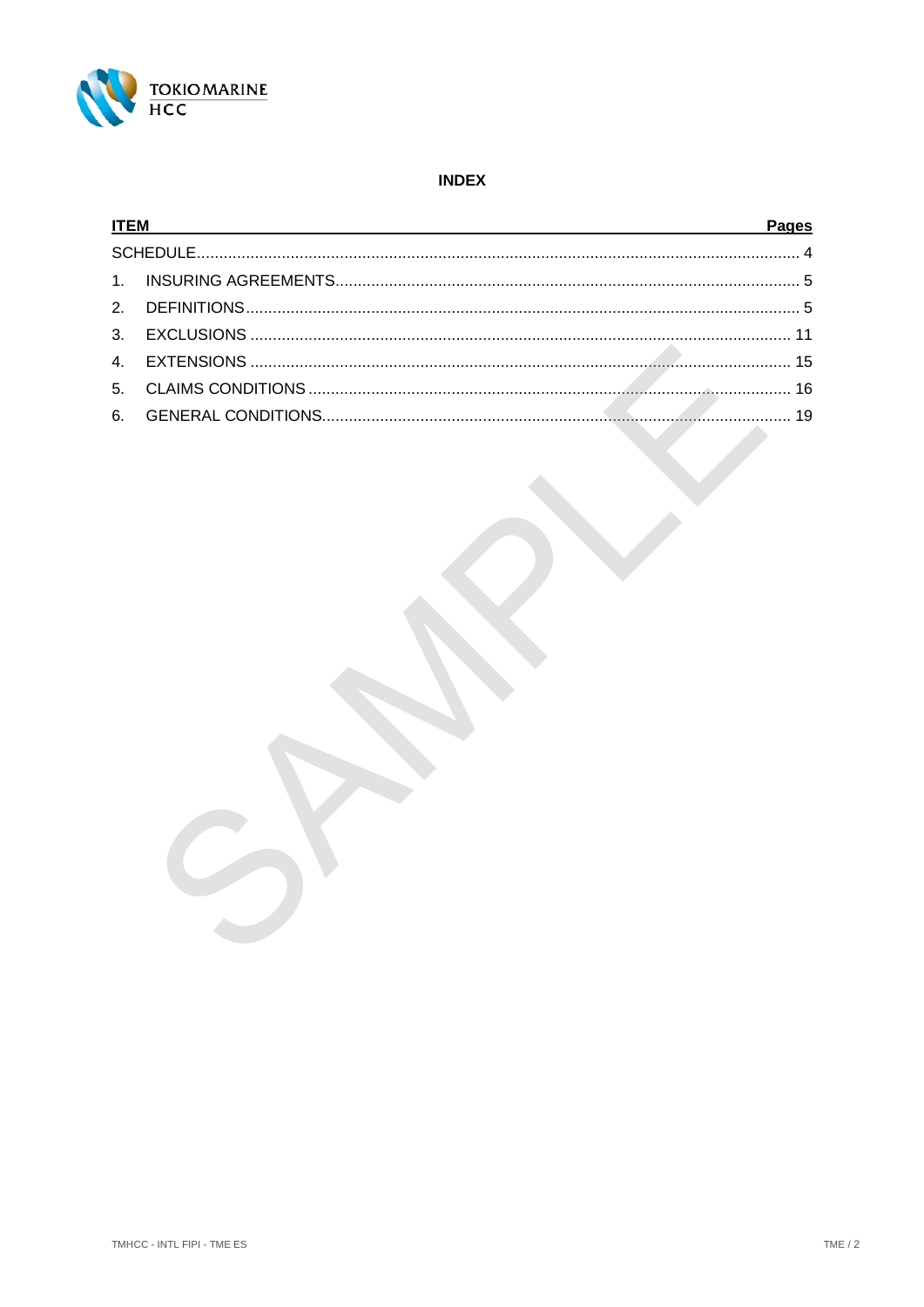# INDEX

| ITEM | Pages |
|---|---|
| SCHEDULE | 4 |
| 1. INSURING AGREEMENTS | 5 |
| 2. DEFINITIONS | 5 |
| 3. EXCLUSIONS | 11 |
| 4. EXTENSIONS | 15 |
| 5. CLAIMS CONDITIONS | 16 |
| 6. GENERAL CONDITIONS | 19 |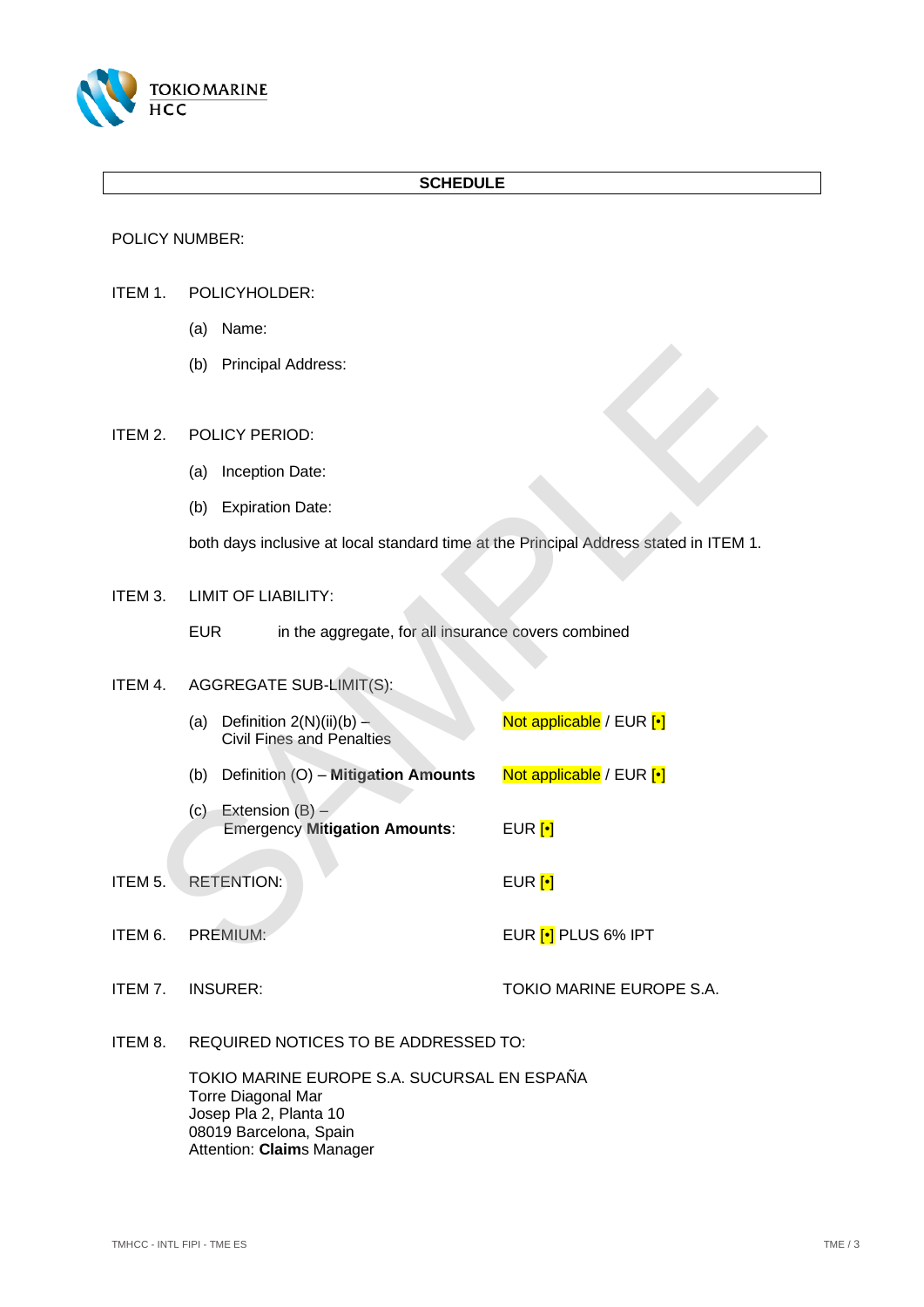# SCHEDULE

POLICY NUMBER:

ITEM 1. POLICYHOLDER:

(a) Name:

(b) Principal Address:

ITEM 2. POLICY PERIOD:

(a) Inception Date:

(b) Expiration Date:

both days inclusive at local standard time at the Principal Address stated in ITEM 1.

ITEM 3. LIMIT OF LIABILITY:

EUR in the aggregate, for all insurance covers combined

ITEM 4. AGGREGATE SUB-LIMIT(S):

| | |
|---|---|
| (a) Definition 2(N)(ii)(b) – Civil Fines and Penalties | Not applicable / EUR [•] |
| (b) Definition (O) – **Mitigation Amounts** | Not applicable / EUR [•] |
| (c) Extension (B) – Emergency **Mitigation Amounts**: | EUR [•] |

ITEM 5. RETENTION: EUR [•]

ITEM 6. PREMIUM: EUR [•] PLUS 6% IPT

ITEM 7. INSURER: TOKIO MARINE EUROPE S.A.

ITEM 8. REQUIRED NOTICES TO BE ADDRESSED TO:

TOKIO MARINE EUROPE S.A. SUCURSAL EN ESPAÑA
Torre Diagonal Mar
Josep Pla 2, Planta 10
08019 Barcelona, Spain
Attention: **Claim**s Manager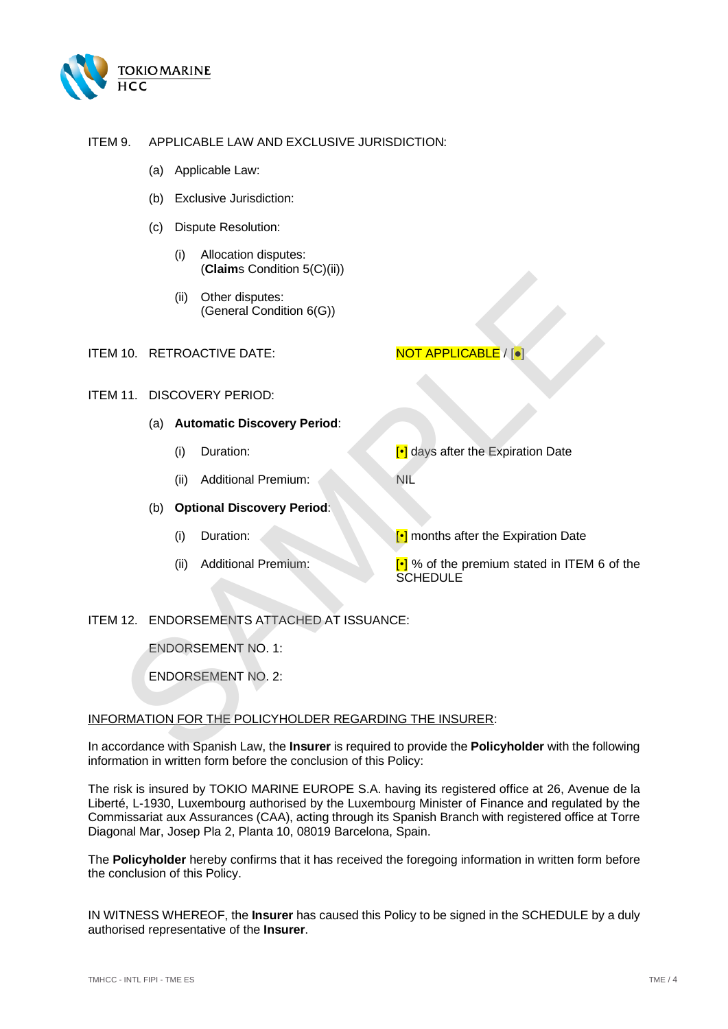ITEM 9. APPLICABLE LAW AND EXCLUSIVE JURISDICTION:

(a) Applicable Law:

(b) Exclusive Jurisdiction:

(c) Dispute Resolution:

(i) Allocation disputes:
(**Claim**s Condition 5(C)(ii))

(ii) Other disputes:
(General Condition 6(G))

ITEM 10. RETROACTIVE DATE: NOT APPLICABLE / [•]

ITEM 11. DISCOVERY PERIOD:

(a) **Automatic Discovery Period**:

(i) Duration: [•] days after the Expiration Date

(ii) Additional Premium: NIL

(b) **Optional Discovery Period**:

(i) Duration: [•] months after the Expiration Date

(ii) Additional Premium: [•] % of the premium stated in ITEM 6 of the SCHEDULE

ITEM 12. ENDORSEMENTS ATTACHED AT ISSUANCE:

ENDORSEMENT NO. 1:

ENDORSEMENT NO. 2:

<u>INFORMATION FOR THE POLICYHOLDER REGARDING THE INSURER</u>:

In accordance with Spanish Law, the **Insurer** is required to provide the **Policyholder** with the following information in written form before the conclusion of this Policy:

The risk is insured by TOKIO MARINE EUROPE S.A. having its registered office at 26, Avenue de la Liberté, L-1930, Luxembourg authorised by the Luxembourg Minister of Finance and regulated by the Commissariat aux Assurances (CAA), acting through its Spanish Branch with registered office at Torre Diagonal Mar, Josep Pla 2, Planta 10, 08019 Barcelona, Spain.

The **Policyholder** hereby confirms that it has received the foregoing information in written form before the conclusion of this Policy.

IN WITNESS WHEREOF, the **Insurer** has caused this Policy to be signed in the SCHEDULE by a duly authorised representative of the **Insurer**.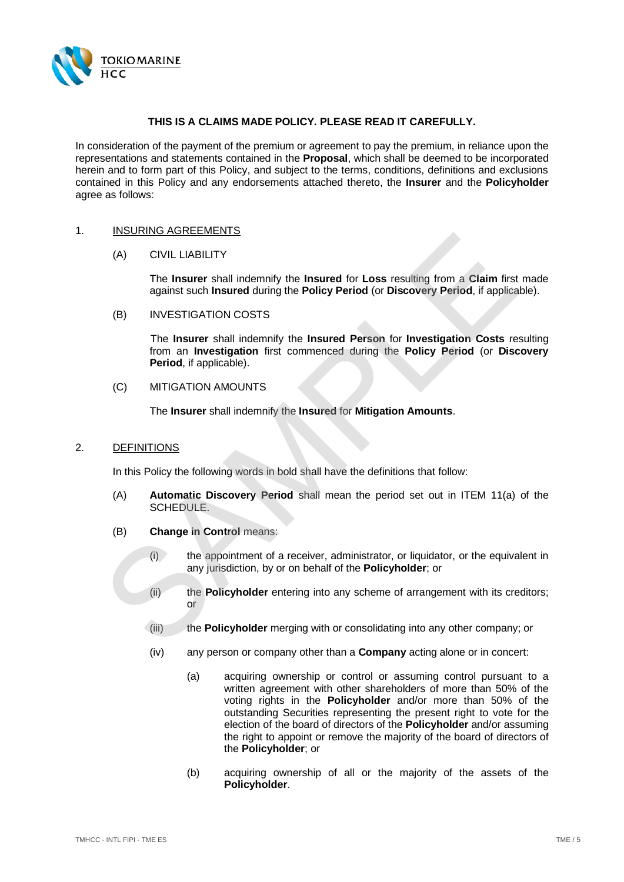**THIS IS A CLAIMS MADE POLICY. PLEASE READ IT CAREFULLY.**

In consideration of the payment of the premium or agreement to pay the premium, in reliance upon the representations and statements contained in the **Proposal**, which shall be deemed to be incorporated herein and to form part of this Policy, and subject to the terms, conditions, definitions and exclusions contained in this Policy and any endorsements attached thereto, the **Insurer** and the **Policyholder** agree as follows:

## 1. INSURING AGREEMENTS

(A) CIVIL LIABILITY

The **Insurer** shall indemnify the **Insured** for **Loss** resulting from a **Claim** first made against such **Insured** during the **Policy Period** (or **Discovery Period**, if applicable).

(B) INVESTIGATION COSTS

The **Insurer** shall indemnify the **Insured Person** for **Investigation Costs** resulting from an **Investigation** first commenced during the **Policy Period** (or **Discovery Period**, if applicable).

(C) MITIGATION AMOUNTS

The **Insurer** shall indemnify the **Insured** for **Mitigation Amounts**.

## 2. DEFINITIONS

In this Policy the following words in bold shall have the definitions that follow:

(A) **Automatic Discovery Period** shall mean the period set out in ITEM 11(a) of the SCHEDULE.

(B) **Change in Control** means:

- (i) the appointment of a receiver, administrator, or liquidator, or the equivalent in any jurisdiction, by or on behalf of the **Policyholder**; or
- (ii) the **Policyholder** entering into any scheme of arrangement with its creditors; or
- (iii) the **Policyholder** merging with or consolidating into any other company; or
- (iv) any person or company other than a **Company** acting alone or in concert:
  - (a) acquiring ownership or control or assuming control pursuant to a written agreement with other shareholders of more than 50% of the voting rights in the **Policyholder** and/or more than 50% of the outstanding Securities representing the present right to vote for the election of the board of directors of the **Policyholder** and/or assuming the right to appoint or remove the majority of the board of directors of the **Policyholder**; or
  - (b) acquiring ownership of all or the majority of the assets of the **Policyholder**.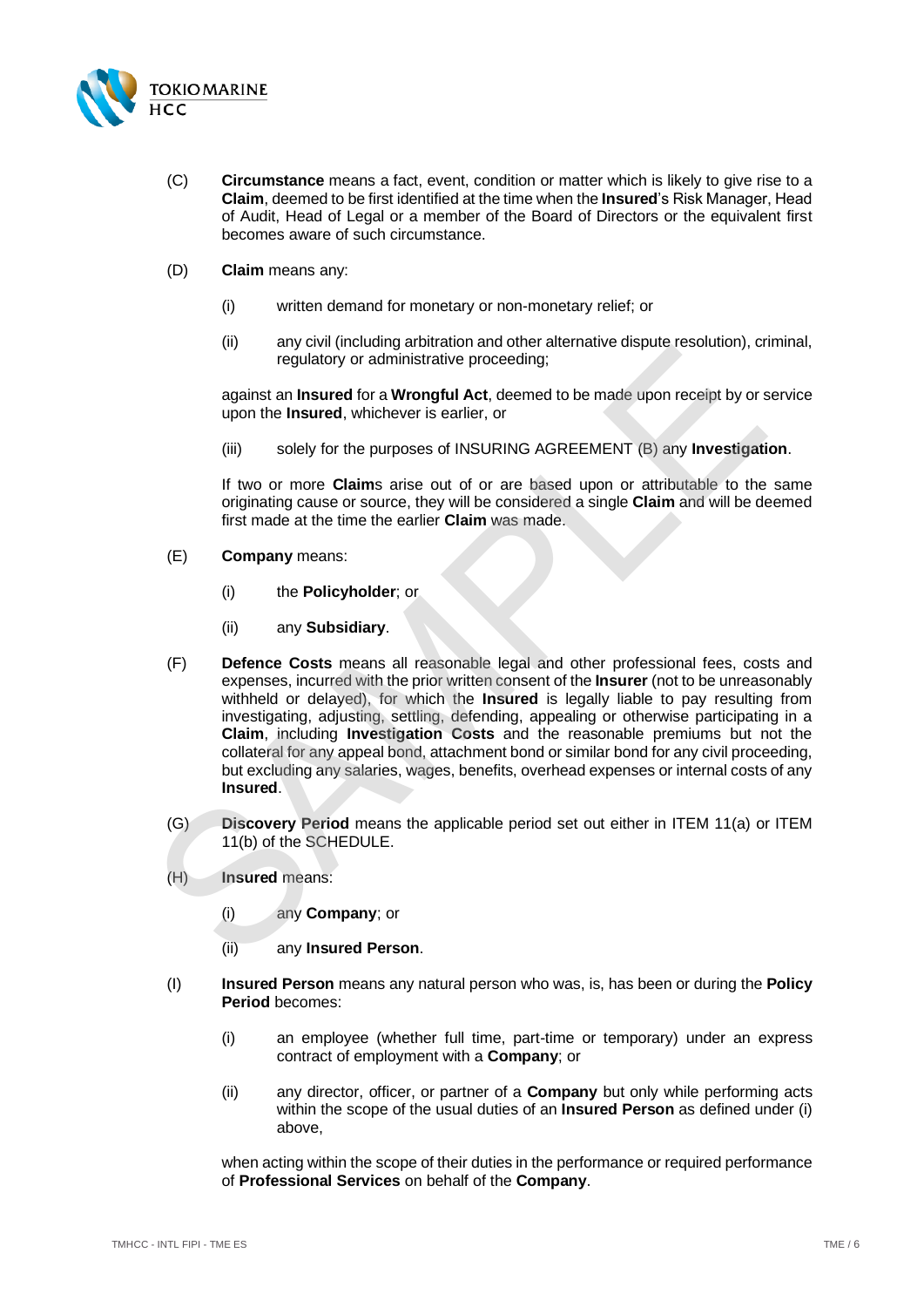(C) **Circumstance** means a fact, event, condition or matter which is likely to give rise to a **Claim**, deemed to be first identified at the time when the **Insured**'s Risk Manager, Head of Audit, Head of Legal or a member of the Board of Directors or the equivalent first becomes aware of such circumstance.

(D) **Claim** means any:

(i) written demand for monetary or non-monetary relief; or

(ii) any civil (including arbitration and other alternative dispute resolution), criminal, regulatory or administrative proceeding;

against an **Insured** for a **Wrongful Act**, deemed to be made upon receipt by or service upon the **Insured**, whichever is earlier, or

(iii) solely for the purposes of INSURING AGREEMENT (B) any **Investigation**.

If two or more **Claim**s arise out of or are based upon or attributable to the same originating cause or source, they will be considered a single **Claim** and will be deemed first made at the time the earlier **Claim** was made.

(E) **Company** means:

(i) the **Policyholder**; or

(ii) any **Subsidiary**.

(F) **Defence Costs** means all reasonable legal and other professional fees, costs and expenses, incurred with the prior written consent of the **Insurer** (not to be unreasonably withheld or delayed), for which the **Insured** is legally liable to pay resulting from investigating, adjusting, settling, defending, appealing or otherwise participating in a **Claim**, including **Investigation Costs** and the reasonable premiums but not the collateral for any appeal bond, attachment bond or similar bond for any civil proceeding, but excluding any salaries, wages, benefits, overhead expenses or internal costs of any **Insured**.

(G) **Discovery Period** means the applicable period set out either in ITEM 11(a) or ITEM 11(b) of the SCHEDULE.

(H) **Insured** means:

(i) any **Company**; or

(ii) any **Insured Person**.

(I) **Insured Person** means any natural person who was, is, has been or during the **Policy Period** becomes:

(i) an employee (whether full time, part-time or temporary) under an express contract of employment with a **Company**; or

(ii) any director, officer, or partner of a **Company** but only while performing acts within the scope of the usual duties of an **Insured Person** as defined under (i) above,

when acting within the scope of their duties in the performance or required performance of **Professional Services** on behalf of the **Company**.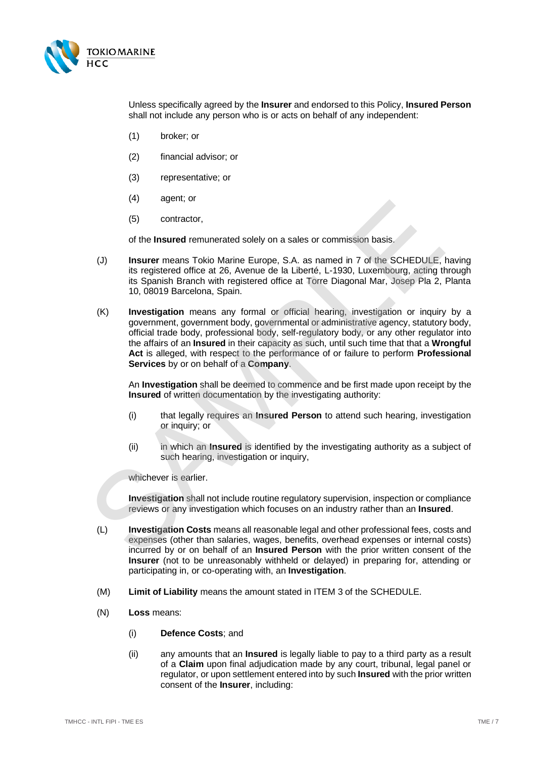Unless specifically agreed by the **Insurer** and endorsed to this Policy, **Insured Person** shall not include any person who is or acts on behalf of any independent:

(1) broker; or

(2) financial advisor; or

(3) representative; or

(4) agent; or

(5) contractor,

of the **Insured** remunerated solely on a sales or commission basis.

(J) **Insurer** means Tokio Marine Europe, S.A. as named in 7 of the SCHEDULE, having its registered office at 26, Avenue de la Liberté, L-1930, Luxembourg, acting through its Spanish Branch with registered office at Torre Diagonal Mar, Josep Pla 2, Planta 10, 08019 Barcelona, Spain.

(K) **Investigation** means any formal or official hearing, investigation or inquiry by a government, government body, governmental or administrative agency, statutory body, official trade body, professional body, self-regulatory body, or any other regulator into the affairs of an **Insured** in their capacity as such, until such time that that a **Wrongful Act** is alleged, with respect to the performance of or failure to perform **Professional Services** by or on behalf of a **Company**.

An **Investigation** shall be deemed to commence and be first made upon receipt by the **Insured** of written documentation by the investigating authority:

(i) that legally requires an **Insured Person** to attend such hearing, investigation or inquiry; or

(ii) in which an **Insured** is identified by the investigating authority as a subject of such hearing, investigation or inquiry,

whichever is earlier.

**Investigation** shall not include routine regulatory supervision, inspection or compliance reviews or any investigation which focuses on an industry rather than an **Insured**.

(L) **Investigation Costs** means all reasonable legal and other professional fees, costs and expenses (other than salaries, wages, benefits, overhead expenses or internal costs) incurred by or on behalf of an **Insured Person** with the prior written consent of the **Insurer** (not to be unreasonably withheld or delayed) in preparing for, attending or participating in, or co-operating with, an **Investigation**.

(M) **Limit of Liability** means the amount stated in ITEM 3 of the SCHEDULE.

(N) **Loss** means:

(i) **Defence Costs**; and

(ii) any amounts that an **Insured** is legally liable to pay to a third party as a result of a **Claim** upon final adjudication made by any court, tribunal, legal panel or regulator, or upon settlement entered into by such **Insured** with the prior written consent of the **Insurer**, including: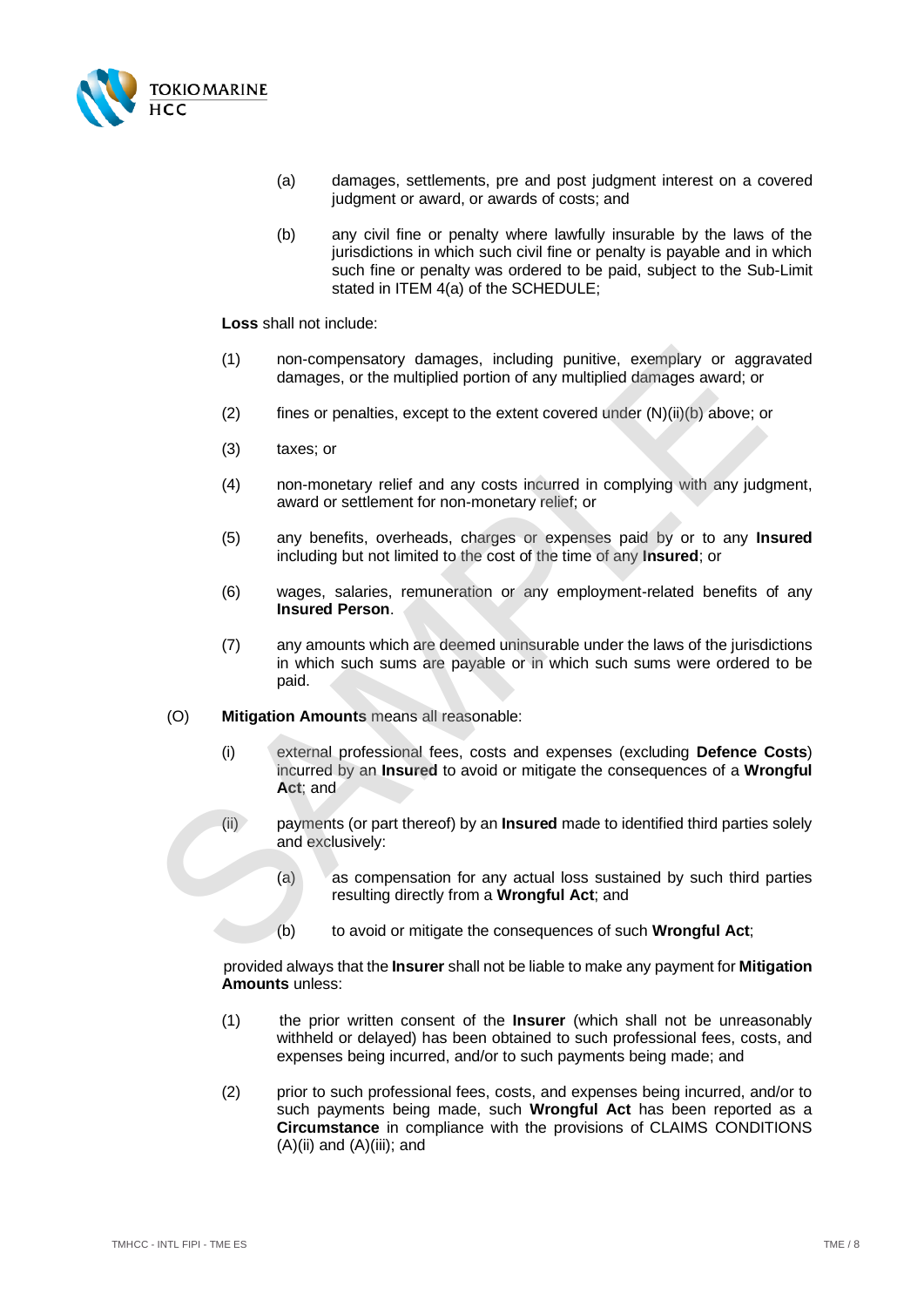(a) damages, settlements, pre and post judgment interest on a covered judgment or award, or awards of costs; and

(b) any civil fine or penalty where lawfully insurable by the laws of the jurisdictions in which such civil fine or penalty is payable and in which such fine or penalty was ordered to be paid, subject to the Sub-Limit stated in ITEM 4(a) of the SCHEDULE;

**Loss** shall not include:

(1) non-compensatory damages, including punitive, exemplary or aggravated damages, or the multiplied portion of any multiplied damages award; or

(2) fines or penalties, except to the extent covered under (N)(ii)(b) above; or

(3) taxes; or

(4) non-monetary relief and any costs incurred in complying with any judgment, award or settlement for non-monetary relief; or

(5) any benefits, overheads, charges or expenses paid by or to any **Insured** including but not limited to the cost of the time of any **Insured**; or

(6) wages, salaries, remuneration or any employment-related benefits of any **Insured Person**.

(7) any amounts which are deemed uninsurable under the laws of the jurisdictions in which such sums are payable or in which such sums were ordered to be paid.

(O) **Mitigation Amounts** means all reasonable:

(i) external professional fees, costs and expenses (excluding **Defence Costs**) incurred by an **Insured** to avoid or mitigate the consequences of a **Wrongful Act**; and

(ii) payments (or part thereof) by an **Insured** made to identified third parties solely and exclusively:

(a) as compensation for any actual loss sustained by such third parties resulting directly from a **Wrongful Act**; and

(b) to avoid or mitigate the consequences of such **Wrongful Act**;

provided always that the **Insurer** shall not be liable to make any payment for **Mitigation Amounts** unless:

(1) the prior written consent of the **Insurer** (which shall not be unreasonably withheld or delayed) has been obtained to such professional fees, costs, and expenses being incurred, and/or to such payments being made; and

(2) prior to such professional fees, costs, and expenses being incurred, and/or to such payments being made, such **Wrongful Act** has been reported as a **Circumstance** in compliance with the provisions of CLAIMS CONDITIONS (A)(ii) and (A)(iii); and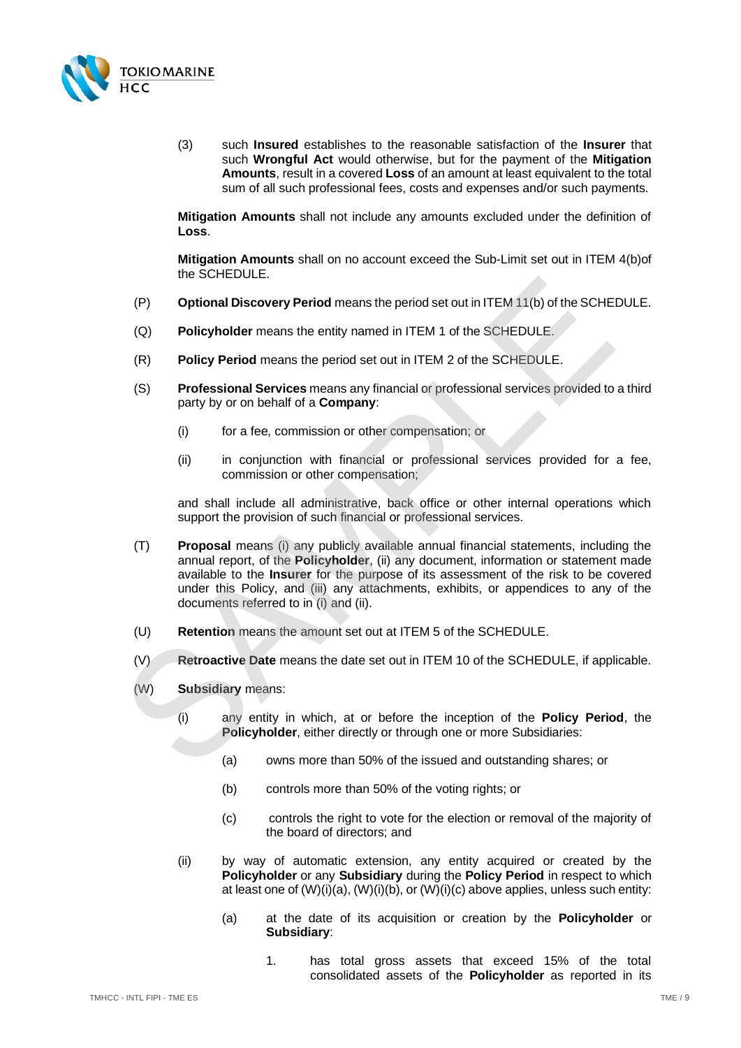(3) such **Insured** establishes to the reasonable satisfaction of the **Insurer** that such **Wrongful Act** would otherwise, but for the payment of the **Mitigation Amounts**, result in a covered **Loss** of an amount at least equivalent to the total sum of all such professional fees, costs and expenses and/or such payments.

**Mitigation Amounts** shall not include any amounts excluded under the definition of **Loss**.

**Mitigation Amounts** shall on no account exceed the Sub-Limit set out in ITEM 4(b)of the SCHEDULE.

(P) **Optional Discovery Period** means the period set out in ITEM 11(b) of the SCHEDULE.

(Q) **Policyholder** means the entity named in ITEM 1 of the SCHEDULE.

(R) **Policy Period** means the period set out in ITEM 2 of the SCHEDULE.

(S) **Professional Services** means any financial or professional services provided to a third party by or on behalf of a **Company**:

(i) for a fee, commission or other compensation; or

(ii) in conjunction with financial or professional services provided for a fee, commission or other compensation;

and shall include all administrative, back office or other internal operations which support the provision of such financial or professional services.

(T) **Proposal** means (i) any publicly available annual financial statements, including the annual report, of the **Policyholder**, (ii) any document, information or statement made available to the **Insurer** for the purpose of its assessment of the risk to be covered under this Policy, and (iii) any attachments, exhibits, or appendices to any of the documents referred to in (i) and (ii).

(U) **Retention** means the amount set out at ITEM 5 of the SCHEDULE.

(V) **Retroactive Date** means the date set out in ITEM 10 of the SCHEDULE, if applicable.

(W) **Subsidiary** means:

(i) any entity in which, at or before the inception of the **Policy Period**, the **Policyholder**, either directly or through one or more Subsidiaries:

(a) owns more than 50% of the issued and outstanding shares; or

(b) controls more than 50% of the voting rights; or

(c) controls the right to vote for the election or removal of the majority of the board of directors; and

(ii) by way of automatic extension, any entity acquired or created by the **Policyholder** or any **Subsidiary** during the **Policy Period** in respect to which at least one of (W)(i)(a), (W)(i)(b), or (W)(i)(c) above applies, unless such entity:

(a) at the date of its acquisition or creation by the **Policyholder** or **Subsidiary**:

1. has total gross assets that exceed 15% of the total consolidated assets of the **Policyholder** as reported in its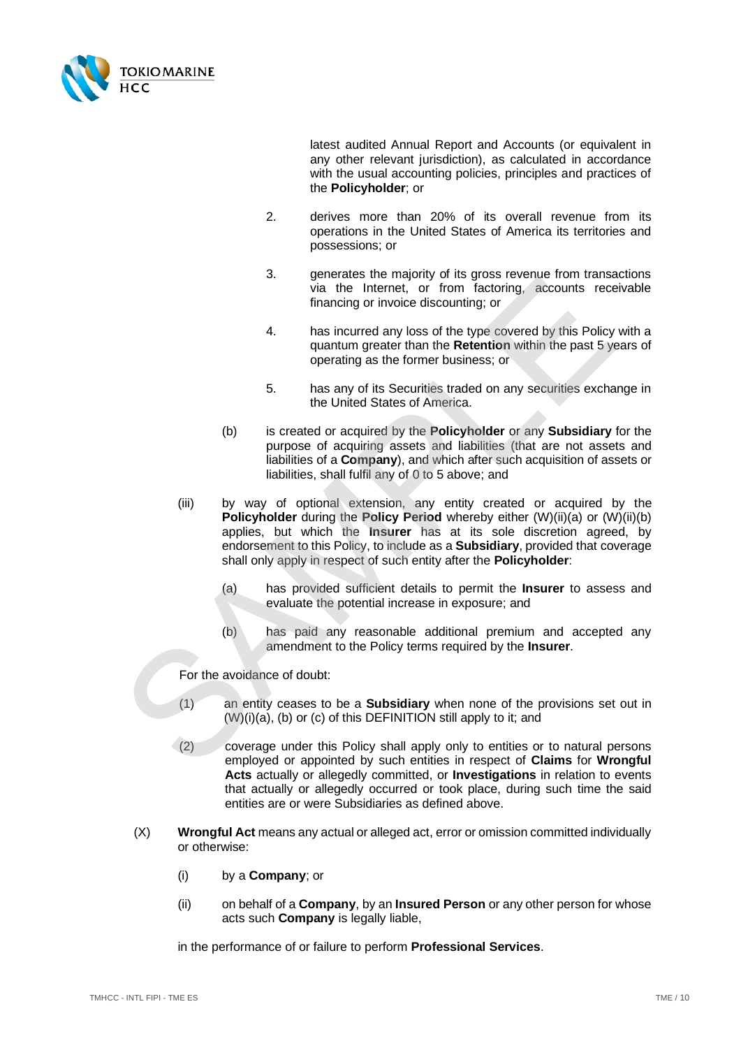latest audited Annual Report and Accounts (or equivalent in any other relevant jurisdiction), as calculated in accordance with the usual accounting policies, principles and practices of the **Policyholder**; or

2. derives more than 20% of its overall revenue from its operations in the United States of America its territories and possessions; or

3. generates the majority of its gross revenue from transactions via the Internet, or from factoring, accounts receivable financing or invoice discounting; or

4. has incurred any loss of the type covered by this Policy with a quantum greater than the **Retention** within the past 5 years of operating as the former business; or

5. has any of its Securities traded on any securities exchange in the United States of America.

(b) is created or acquired by the **Policyholder** or any **Subsidiary** for the purpose of acquiring assets and liabilities (that are not assets and liabilities of a **Company**), and which after such acquisition of assets or liabilities, shall fulfil any of 0 to 5 above; and

(iii) by way of optional extension, any entity created or acquired by the **Policyholder** during the **Policy Period** whereby either (W)(ii)(a) or (W)(ii)(b) applies, but which the **Insurer** has at its sole discretion agreed, by endorsement to this Policy, to include as a **Subsidiary**, provided that coverage shall only apply in respect of such entity after the **Policyholder**:

(a) has provided sufficient details to permit the **Insurer** to assess and evaluate the potential increase in exposure; and

(b) has paid any reasonable additional premium and accepted any amendment to the Policy terms required by the **Insurer**.

For the avoidance of doubt:

(1) an entity ceases to be a **Subsidiary** when none of the provisions set out in (W)(i)(a), (b) or (c) of this DEFINITION still apply to it; and

(2) coverage under this Policy shall apply only to entities or to natural persons employed or appointed by such entities in respect of **Claims** for **Wrongful Acts** actually or allegedly committed, or **Investigations** in relation to events that actually or allegedly occurred or took place, during such time the said entities are or were Subsidiaries as defined above.

(X) **Wrongful Act** means any actual or alleged act, error or omission committed individually or otherwise:

(i) by a **Company**; or

(ii) on behalf of a **Company**, by an **Insured Person** or any other person for whose acts such **Company** is legally liable,

in the performance of or failure to perform **Professional Services**.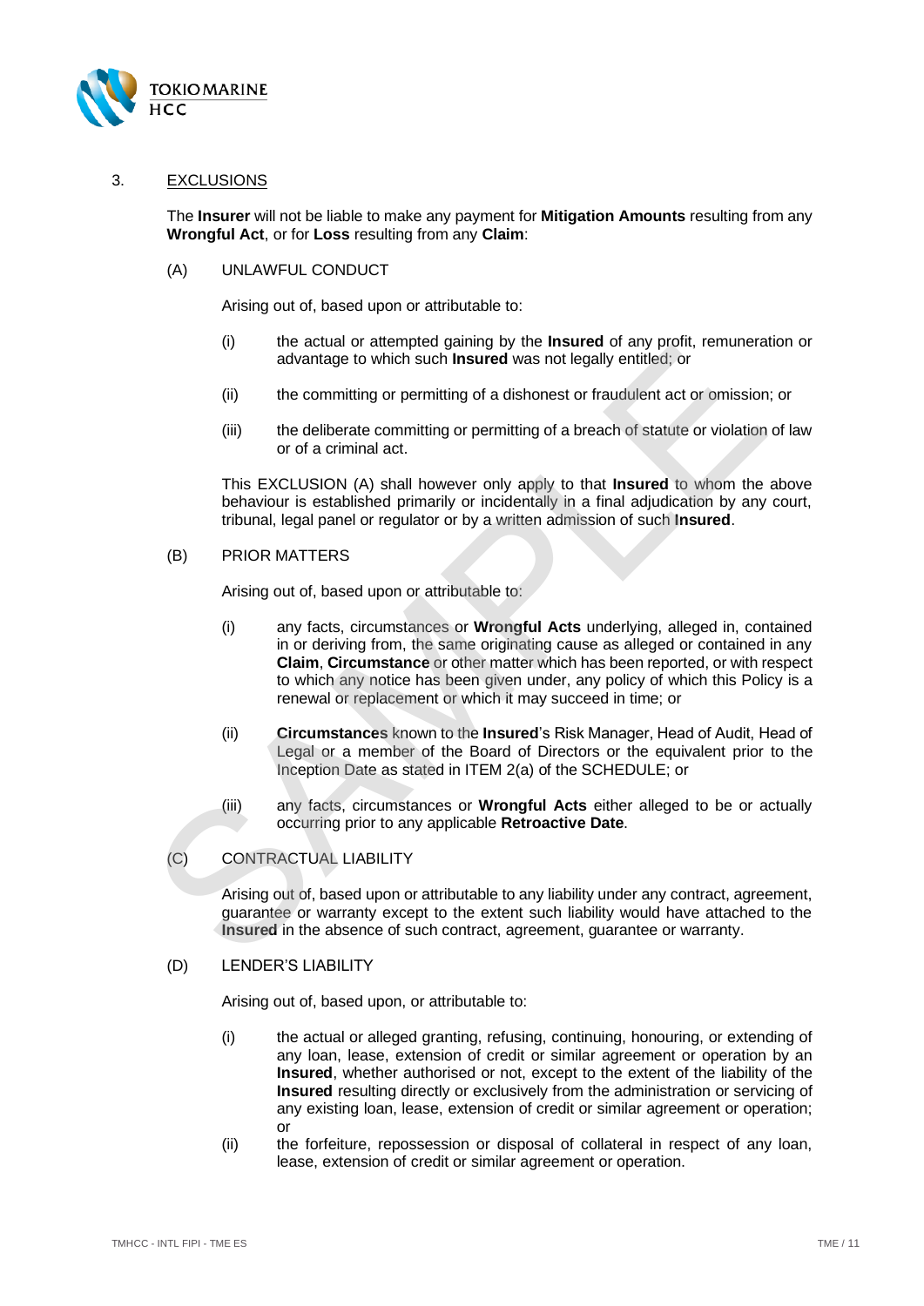## 3. EXCLUSIONS

The **Insurer** will not be liable to make any payment for **Mitigation Amounts** resulting from any **Wrongful Act**, or for **Loss** resulting from any **Claim**:

### (A) UNLAWFUL CONDUCT

Arising out of, based upon or attributable to:

(i) the actual or attempted gaining by the **Insured** of any profit, remuneration or advantage to which such **Insured** was not legally entitled; or

(ii) the committing or permitting of a dishonest or fraudulent act or omission; or

(iii) the deliberate committing or permitting of a breach of statute or violation of law or of a criminal act.

This EXCLUSION (A) shall however only apply to that **Insured** to whom the above behaviour is established primarily or incidentally in a final adjudication by any court, tribunal, legal panel or regulator or by a written admission of such **Insured**.

### (B) PRIOR MATTERS

Arising out of, based upon or attributable to:

(i) any facts, circumstances or **Wrongful Acts** underlying, alleged in, contained in or deriving from, the same originating cause as alleged or contained in any **Claim**, **Circumstance** or other matter which has been reported, or with respect to which any notice has been given under, any policy of which this Policy is a renewal or replacement or which it may succeed in time; or

(ii) **Circumstances** known to the **Insured**'s Risk Manager, Head of Audit, Head of Legal or a member of the Board of Directors or the equivalent prior to the Inception Date as stated in ITEM 2(a) of the SCHEDULE; or

(iii) any facts, circumstances or **Wrongful Acts** either alleged to be or actually occurring prior to any applicable **Retroactive Date**.

### (C) CONTRACTUAL LIABILITY

Arising out of, based upon or attributable to any liability under any contract, agreement, guarantee or warranty except to the extent such liability would have attached to the **Insured** in the absence of such contract, agreement, guarantee or warranty.

### (D) LENDER'S LIABILITY

Arising out of, based upon, or attributable to:

(i) the actual or alleged granting, refusing, continuing, honouring, or extending of any loan, lease, extension of credit or similar agreement or operation by an **Insured**, whether authorised or not, except to the extent of the liability of the **Insured** resulting directly or exclusively from the administration or servicing of any existing loan, lease, extension of credit or similar agreement or operation; or

(ii) the forfeiture, repossession or disposal of collateral in respect of any loan, lease, extension of credit or similar agreement or operation.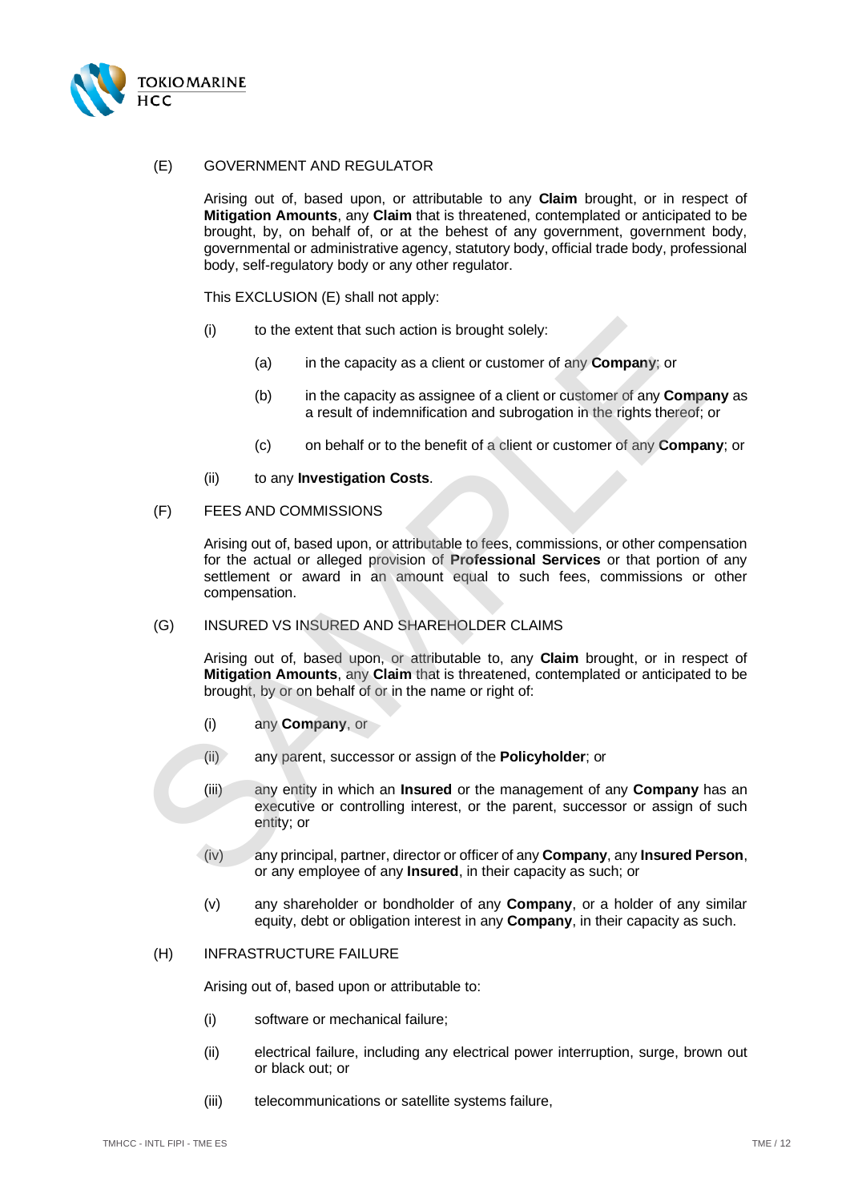(E) GOVERNMENT AND REGULATOR

Arising out of, based upon, or attributable to any **Claim** brought, or in respect of **Mitigation Amounts**, any **Claim** that is threatened, contemplated or anticipated to be brought, by, on behalf of, or at the behest of any government, government body, governmental or administrative agency, statutory body, official trade body, professional body, self-regulatory body or any other regulator.

This EXCLUSION (E) shall not apply:

(i) to the extent that such action is brought solely:

  (a) in the capacity as a client or customer of any **Company**; or

  (b) in the capacity as assignee of a client or customer of any **Company** as a result of indemnification and subrogation in the rights thereof; or

  (c) on behalf or to the benefit of a client or customer of any **Company**; or

(ii) to any **Investigation Costs**.

(F) FEES AND COMMISSIONS

Arising out of, based upon, or attributable to fees, commissions, or other compensation for the actual or alleged provision of **Professional Services** or that portion of any settlement or award in an amount equal to such fees, commissions or other compensation.

(G) INSURED VS INSURED AND SHAREHOLDER CLAIMS

Arising out of, based upon, or attributable to, any **Claim** brought, or in respect of **Mitigation Amounts**, any **Claim** that is threatened, contemplated or anticipated to be brought, by or on behalf of or in the name or right of:

(i) any **Company**, or

(ii) any parent, successor or assign of the **Policyholder**; or

(iii) any entity in which an **Insured** or the management of any **Company** has an executive or controlling interest, or the parent, successor or assign of such entity; or

(iv) any principal, partner, director or officer of any **Company**, any **Insured Person**, or any employee of any **Insured**, in their capacity as such; or

(v) any shareholder or bondholder of any **Company**, or a holder of any similar equity, debt or obligation interest in any **Company**, in their capacity as such.

(H) INFRASTRUCTURE FAILURE

Arising out of, based upon or attributable to:

(i) software or mechanical failure;

(ii) electrical failure, including any electrical power interruption, surge, brown out or black out; or

(iii) telecommunications or satellite systems failure,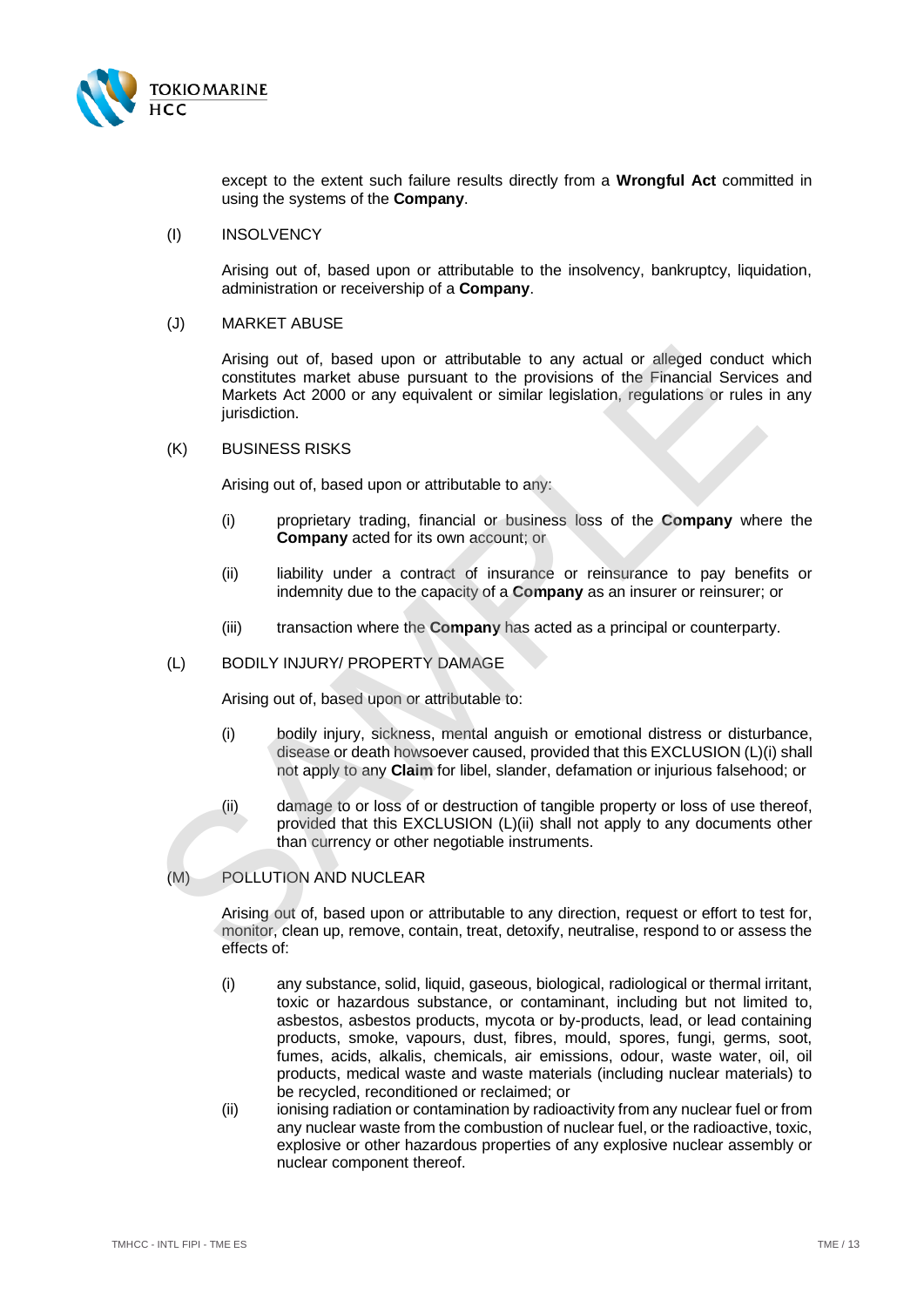except to the extent such failure results directly from a **Wrongful Act** committed in using the systems of the **Company**.

(I) INSOLVENCY

Arising out of, based upon or attributable to the insolvency, bankruptcy, liquidation, administration or receivership of a **Company**.

(J) MARKET ABUSE

Arising out of, based upon or attributable to any actual or alleged conduct which constitutes market abuse pursuant to the provisions of the Financial Services and Markets Act 2000 or any equivalent or similar legislation, regulations or rules in any jurisdiction.

(K) BUSINESS RISKS

Arising out of, based upon or attributable to any:

(i) proprietary trading, financial or business loss of the **Company** where the **Company** acted for its own account; or

(ii) liability under a contract of insurance or reinsurance to pay benefits or indemnity due to the capacity of a **Company** as an insurer or reinsurer; or

(iii) transaction where the **Company** has acted as a principal or counterparty.

(L) BODILY INJURY/ PROPERTY DAMAGE

Arising out of, based upon or attributable to:

(i) bodily injury, sickness, mental anguish or emotional distress or disturbance, disease or death howsoever caused, provided that this EXCLUSION (L)(i) shall not apply to any **Claim** for libel, slander, defamation or injurious falsehood; or

(ii) damage to or loss of or destruction of tangible property or loss of use thereof, provided that this EXCLUSION (L)(ii) shall not apply to any documents other than currency or other negotiable instruments.

(M) POLLUTION AND NUCLEAR

Arising out of, based upon or attributable to any direction, request or effort to test for, monitor, clean up, remove, contain, treat, detoxify, neutralise, respond to or assess the effects of:

(i) any substance, solid, liquid, gaseous, biological, radiological or thermal irritant, toxic or hazardous substance, or contaminant, including but not limited to, asbestos, asbestos products, mycota or by-products, lead, or lead containing products, smoke, vapours, dust, fibres, mould, spores, fungi, germs, soot, fumes, acids, alkalis, chemicals, air emissions, odour, waste water, oil, oil products, medical waste and waste materials (including nuclear materials) to be recycled, reconditioned or reclaimed; or

(ii) ionising radiation or contamination by radioactivity from any nuclear fuel or from any nuclear waste from the combustion of nuclear fuel, or the radioactive, toxic, explosive or other hazardous properties of any explosive nuclear assembly or nuclear component thereof.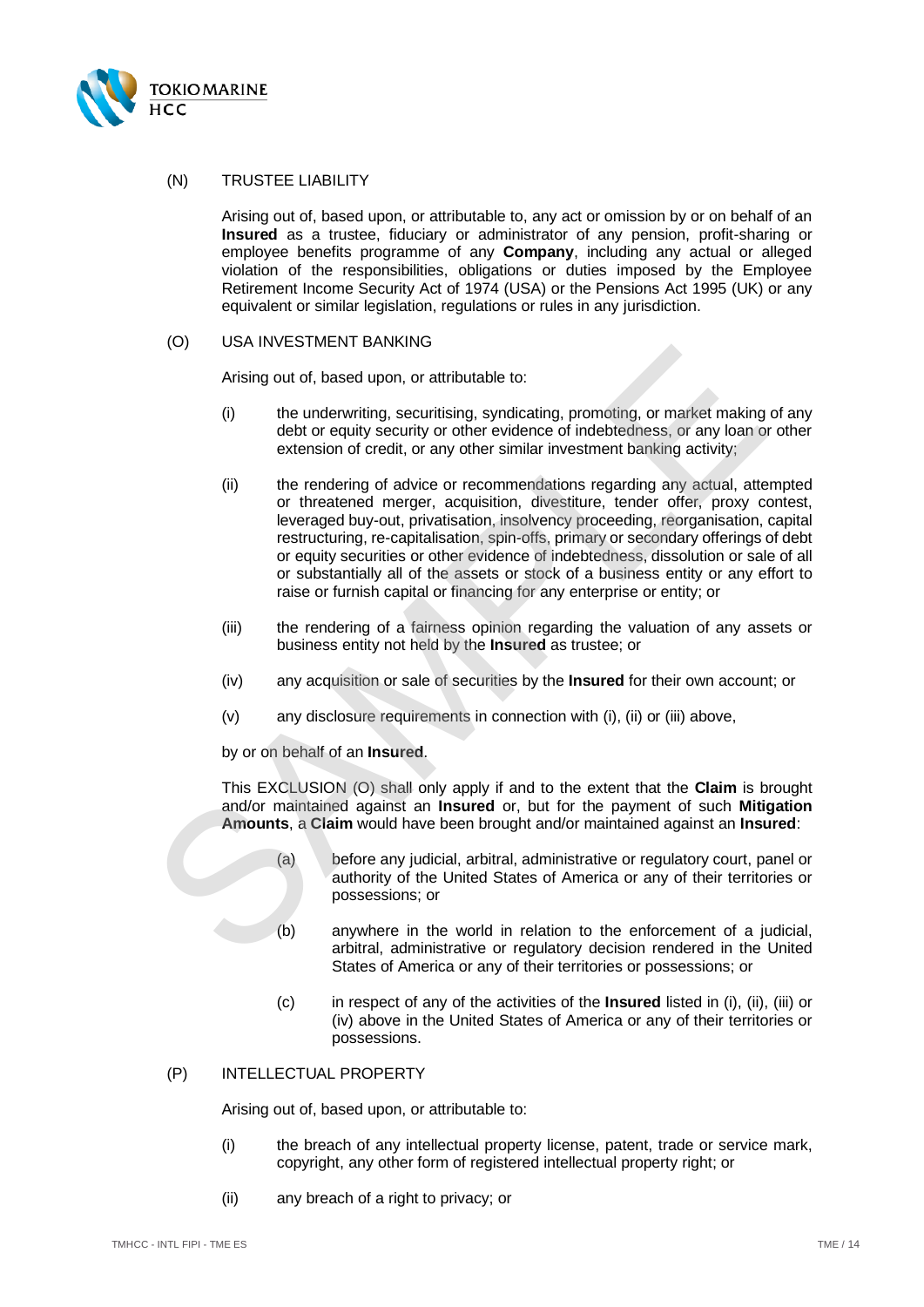(N) TRUSTEE LIABILITY

Arising out of, based upon, or attributable to, any act or omission by or on behalf of an **Insured** as a trustee, fiduciary or administrator of any pension, profit-sharing or employee benefits programme of any **Company**, including any actual or alleged violation of the responsibilities, obligations or duties imposed by the Employee Retirement Income Security Act of 1974 (USA) or the Pensions Act 1995 (UK) or any equivalent or similar legislation, regulations or rules in any jurisdiction.

(O) USA INVESTMENT BANKING

Arising out of, based upon, or attributable to:

(i) the underwriting, securitising, syndicating, promoting, or market making of any debt or equity security or other evidence of indebtedness, or any loan or other extension of credit, or any other similar investment banking activity;

(ii) the rendering of advice or recommendations regarding any actual, attempted or threatened merger, acquisition, divestiture, tender offer, proxy contest, leveraged buy-out, privatisation, insolvency proceeding, reorganisation, capital restructuring, re-capitalisation, spin-offs, primary or secondary offerings of debt or equity securities or other evidence of indebtedness, dissolution or sale of all or substantially all of the assets or stock of a business entity or any effort to raise or furnish capital or financing for any enterprise or entity; or

(iii) the rendering of a fairness opinion regarding the valuation of any assets or business entity not held by the **Insured** as trustee; or

(iv) any acquisition or sale of securities by the **Insured** for their own account; or

(v) any disclosure requirements in connection with (i), (ii) or (iii) above,

by or on behalf of an **Insured**.

This EXCLUSION (O) shall only apply if and to the extent that the **Claim** is brought and/or maintained against an **Insured** or, but for the payment of such **Mitigation Amounts**, a **Claim** would have been brought and/or maintained against an **Insured**:

(a) before any judicial, arbitral, administrative or regulatory court, panel or authority of the United States of America or any of their territories or possessions; or

(b) anywhere in the world in relation to the enforcement of a judicial, arbitral, administrative or regulatory decision rendered in the United States of America or any of their territories or possessions; or

(c) in respect of any of the activities of the **Insured** listed in (i), (ii), (iii) or (iv) above in the United States of America or any of their territories or possessions.

(P) INTELLECTUAL PROPERTY

Arising out of, based upon, or attributable to:

(i) the breach of any intellectual property license, patent, trade or service mark, copyright, any other form of registered intellectual property right; or

(ii) any breach of a right to privacy; or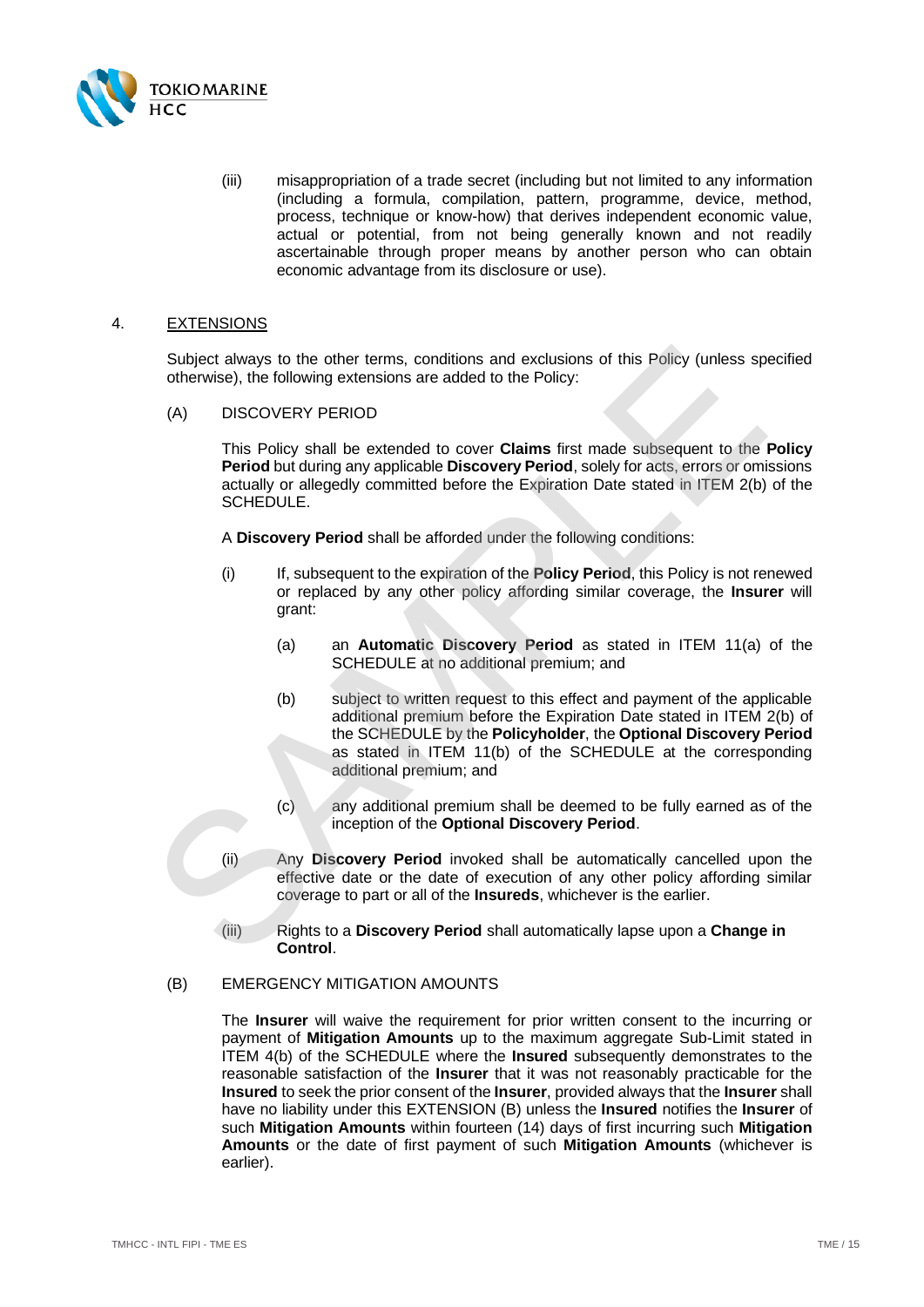(iii) misappropriation of a trade secret (including but not limited to any information (including a formula, compilation, pattern, programme, device, method, process, technique or know-how) that derives independent economic value, actual or potential, from not being generally known and not readily ascertainable through proper means by another person who can obtain economic advantage from its disclosure or use).

## 4. EXTENSIONS

Subject always to the other terms, conditions and exclusions of this Policy (unless specified otherwise), the following extensions are added to the Policy:

### (A) DISCOVERY PERIOD

This Policy shall be extended to cover **Claims** first made subsequent to the **Policy Period** but during any applicable **Discovery Period**, solely for acts, errors or omissions actually or allegedly committed before the Expiration Date stated in ITEM 2(b) of the SCHEDULE.

A **Discovery Period** shall be afforded under the following conditions:

(i) If, subsequent to the expiration of the **Policy Period**, this Policy is not renewed or replaced by any other policy affording similar coverage, the **Insurer** will grant:

   (a) an **Automatic Discovery Period** as stated in ITEM 11(a) of the SCHEDULE at no additional premium; and

   (b) subject to written request to this effect and payment of the applicable additional premium before the Expiration Date stated in ITEM 2(b) of the SCHEDULE by the **Policyholder**, the **Optional Discovery Period** as stated in ITEM 11(b) of the SCHEDULE at the corresponding additional premium; and

   (c) any additional premium shall be deemed to be fully earned as of the inception of the **Optional Discovery Period**.

(ii) Any **Discovery Period** invoked shall be automatically cancelled upon the effective date or the date of execution of any other policy affording similar coverage to part or all of the **Insureds**, whichever is the earlier.

(iii) Rights to a **Discovery Period** shall automatically lapse upon a **Change in Control**.

### (B) EMERGENCY MITIGATION AMOUNTS

The **Insurer** will waive the requirement for prior written consent to the incurring or payment of **Mitigation Amounts** up to the maximum aggregate Sub-Limit stated in ITEM 4(b) of the SCHEDULE where the **Insured** subsequently demonstrates to the reasonable satisfaction of the **Insurer** that it was not reasonably practicable for the **Insured** to seek the prior consent of the **Insurer**, provided always that the **Insurer** shall have no liability under this EXTENSION (B) unless the **Insured** notifies the **Insurer** of such **Mitigation Amounts** within fourteen (14) days of first incurring such **Mitigation Amounts** or the date of first payment of such **Mitigation Amounts** (whichever is earlier).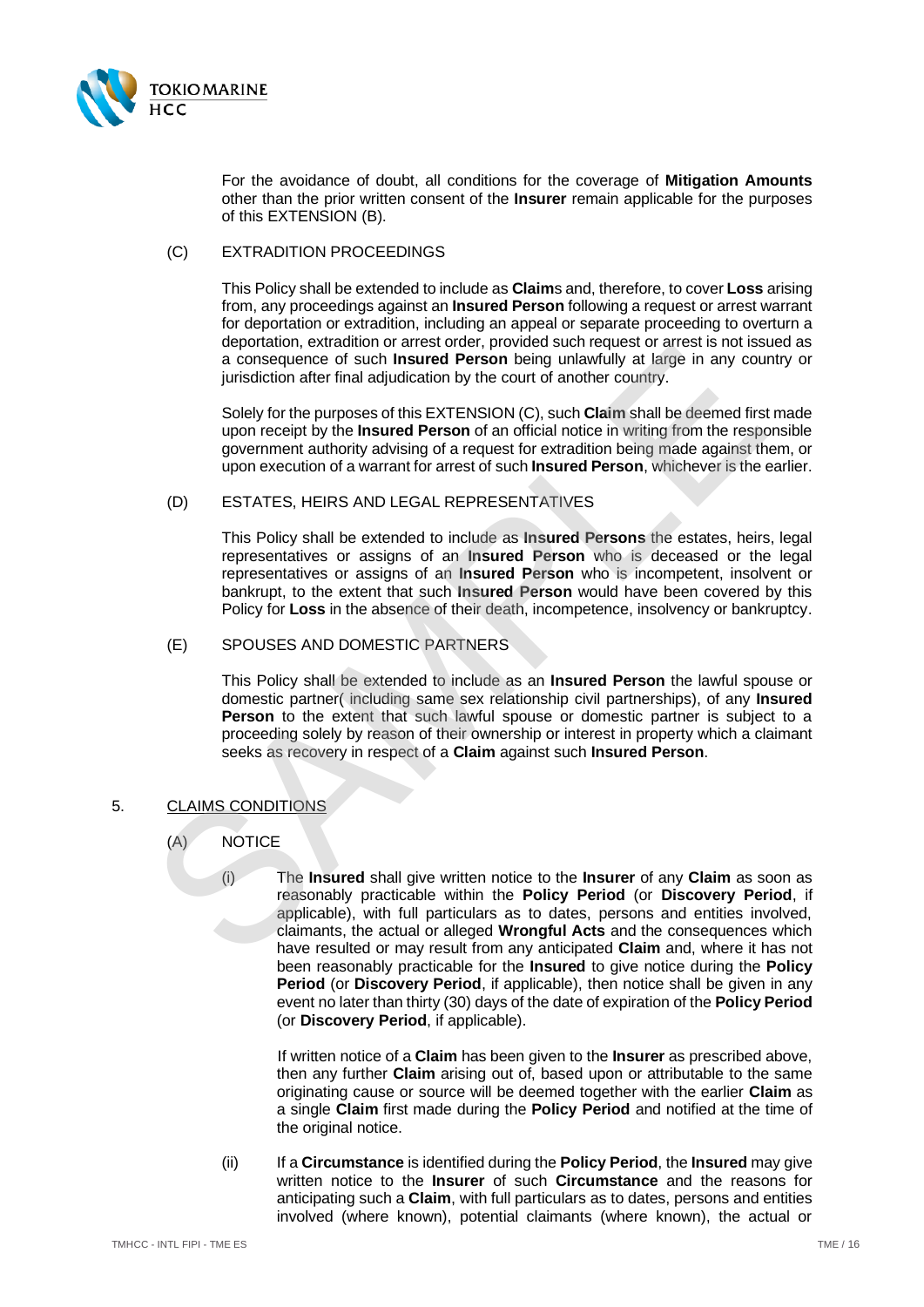For the avoidance of doubt, all conditions for the coverage of **Mitigation Amounts** other than the prior written consent of the **Insurer** remain applicable for the purposes of this EXTENSION (B).

(C) EXTRADITION PROCEEDINGS

This Policy shall be extended to include as **Claim**s and, therefore, to cover **Loss** arising from, any proceedings against an **Insured Person** following a request or arrest warrant for deportation or extradition, including an appeal or separate proceeding to overturn a deportation, extradition or arrest order, provided such request or arrest is not issued as a consequence of such **Insured Person** being unlawfully at large in any country or jurisdiction after final adjudication by the court of another country.

Solely for the purposes of this EXTENSION (C), such **Claim** shall be deemed first made upon receipt by the **Insured Person** of an official notice in writing from the responsible government authority advising of a request for extradition being made against them, or upon execution of a warrant for arrest of such **Insured Person**, whichever is the earlier.

(D) ESTATES, HEIRS AND LEGAL REPRESENTATIVES

This Policy shall be extended to include as **Insured Persons** the estates, heirs, legal representatives or assigns of an **Insured Person** who is deceased or the legal representatives or assigns of an **Insured Person** who is incompetent, insolvent or bankrupt, to the extent that such **Insured Person** would have been covered by this Policy for **Loss** in the absence of their death, incompetence, insolvency or bankruptcy.

(E) SPOUSES AND DOMESTIC PARTNERS

This Policy shall be extended to include as an **Insured Person** the lawful spouse or domestic partner( including same sex relationship civil partnerships), of any **Insured Person** to the extent that such lawful spouse or domestic partner is subject to a proceeding solely by reason of their ownership or interest in property which a claimant seeks as recovery in respect of a **Claim** against such **Insured Person**.

## 5. CLAIMS CONDITIONS

(A) NOTICE

(i) The **Insured** shall give written notice to the **Insurer** of any **Claim** as soon as reasonably practicable within the **Policy Period** (or **Discovery Period**, if applicable), with full particulars as to dates, persons and entities involved, claimants, the actual or alleged **Wrongful Acts** and the consequences which have resulted or may result from any anticipated **Claim** and, where it has not been reasonably practicable for the **Insured** to give notice during the **Policy Period** (or **Discovery Period**, if applicable), then notice shall be given in any event no later than thirty (30) days of the date of expiration of the **Policy Period** (or **Discovery Period**, if applicable).

If written notice of a **Claim** has been given to the **Insurer** as prescribed above, then any further **Claim** arising out of, based upon or attributable to the same originating cause or source will be deemed together with the earlier **Claim** as a single **Claim** first made during the **Policy Period** and notified at the time of the original notice.

(ii) If a **Circumstance** is identified during the **Policy Period**, the **Insured** may give written notice to the **Insurer** of such **Circumstance** and the reasons for anticipating such a **Claim**, with full particulars as to dates, persons and entities involved (where known), potential claimants (where known), the actual or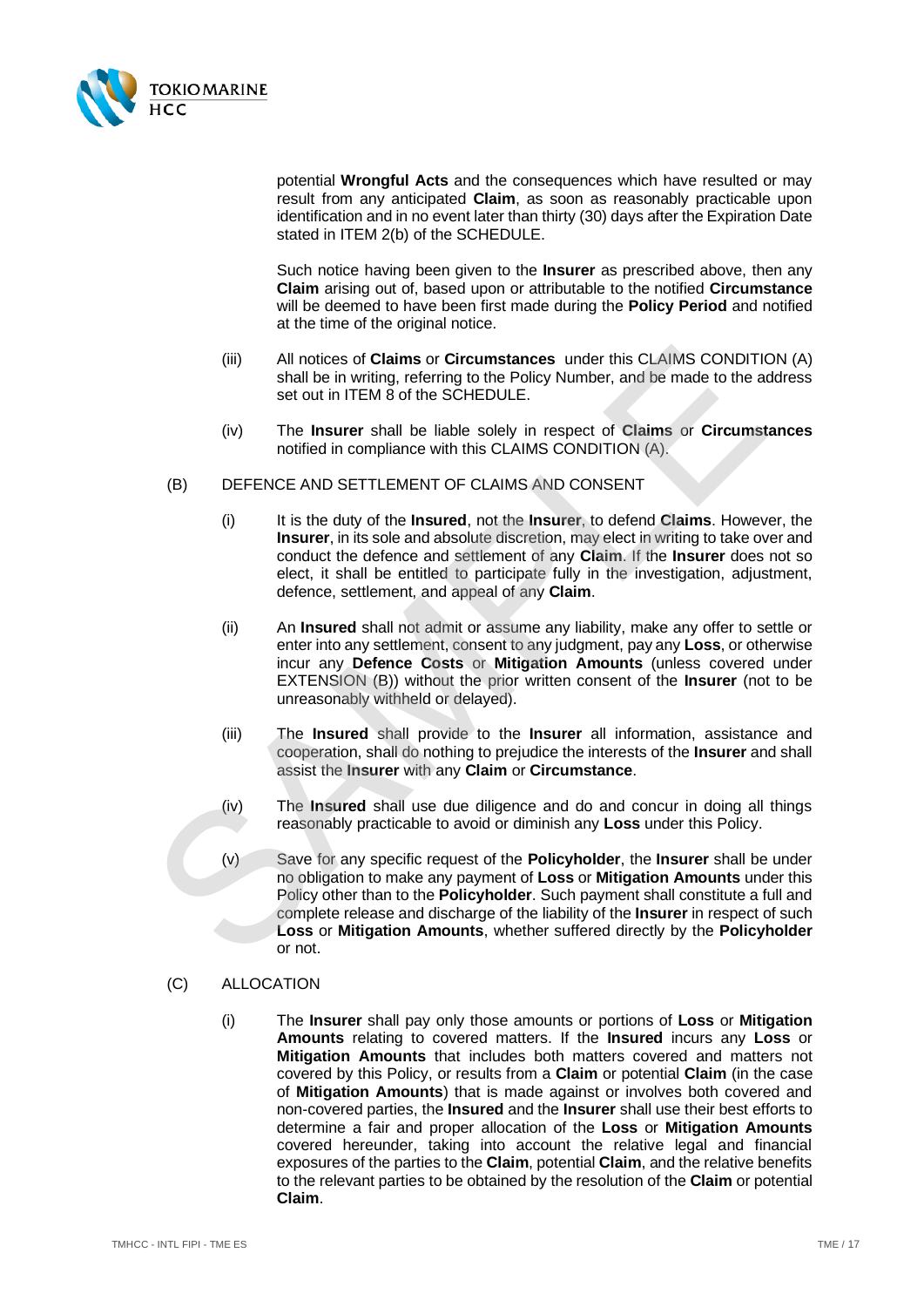potential **Wrongful Acts** and the consequences which have resulted or may result from any anticipated **Claim**, as soon as reasonably practicable upon identification and in no event later than thirty (30) days after the Expiration Date stated in ITEM 2(b) of the SCHEDULE.

Such notice having been given to the **Insurer** as prescribed above, then any **Claim** arising out of, based upon or attributable to the notified **Circumstance** will be deemed to have been first made during the **Policy Period** and notified at the time of the original notice.

(iii) All notices of **Claims** or **Circumstances** under this CLAIMS CONDITION (A) shall be in writing, referring to the Policy Number, and be made to the address set out in ITEM 8 of the SCHEDULE.

(iv) The **Insurer** shall be liable solely in respect of **Claims** or **Circumstances** notified in compliance with this CLAIMS CONDITION (A).

(B) DEFENCE AND SETTLEMENT OF CLAIMS AND CONSENT

(i) It is the duty of the **Insured**, not the **Insurer**, to defend **Claims**. However, the **Insurer**, in its sole and absolute discretion, may elect in writing to take over and conduct the defence and settlement of any **Claim**. If the **Insurer** does not so elect, it shall be entitled to participate fully in the investigation, adjustment, defence, settlement, and appeal of any **Claim**.

(ii) An **Insured** shall not admit or assume any liability, make any offer to settle or enter into any settlement, consent to any judgment, pay any **Loss**, or otherwise incur any **Defence Costs** or **Mitigation Amounts** (unless covered under EXTENSION (B)) without the prior written consent of the **Insurer** (not to be unreasonably withheld or delayed).

(iii) The **Insured** shall provide to the **Insurer** all information, assistance and cooperation, shall do nothing to prejudice the interests of the **Insurer** and shall assist the **Insurer** with any **Claim** or **Circumstance**.

(iv) The **Insured** shall use due diligence and do and concur in doing all things reasonably practicable to avoid or diminish any **Loss** under this Policy.

(v) Save for any specific request of the **Policyholder**, the **Insurer** shall be under no obligation to make any payment of **Loss** or **Mitigation Amounts** under this Policy other than to the **Policyholder**. Such payment shall constitute a full and complete release and discharge of the liability of the **Insurer** in respect of such **Loss** or **Mitigation Amounts**, whether suffered directly by the **Policyholder** or not.

(C) ALLOCATION

(i) The **Insurer** shall pay only those amounts or portions of **Loss** or **Mitigation Amounts** relating to covered matters. If the **Insured** incurs any **Loss** or **Mitigation Amounts** that includes both matters covered and matters not covered by this Policy, or results from a **Claim** or potential **Claim** (in the case of **Mitigation Amounts**) that is made against or involves both covered and non-covered parties, the **Insured** and the **Insurer** shall use their best efforts to determine a fair and proper allocation of the **Loss** or **Mitigation Amounts** covered hereunder, taking into account the relative legal and financial exposures of the parties to the **Claim**, potential **Claim**, and the relative benefits to the relevant parties to be obtained by the resolution of the **Claim** or potential **Claim**.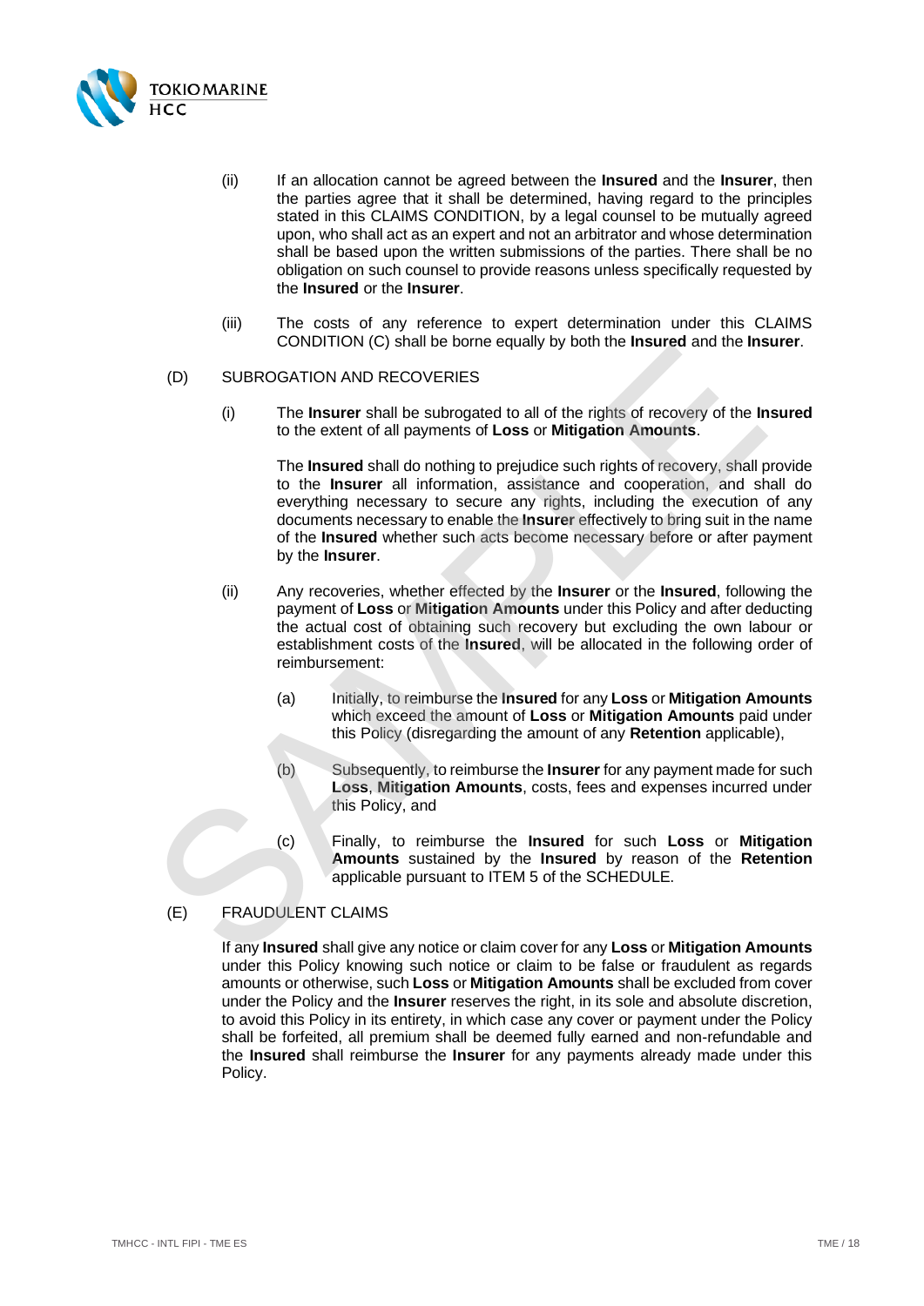(ii) If an allocation cannot be agreed between the **Insured** and the **Insurer**, then the parties agree that it shall be determined, having regard to the principles stated in this CLAIMS CONDITION, by a legal counsel to be mutually agreed upon, who shall act as an expert and not an arbitrator and whose determination shall be based upon the written submissions of the parties. There shall be no obligation on such counsel to provide reasons unless specifically requested by the **Insured** or the **Insurer**.

(iii) The costs of any reference to expert determination under this CLAIMS CONDITION (C) shall be borne equally by both the **Insured** and the **Insurer**.

(D) SUBROGATION AND RECOVERIES

(i) The **Insurer** shall be subrogated to all of the rights of recovery of the **Insured** to the extent of all payments of **Loss** or **Mitigation Amounts**.

The **Insured** shall do nothing to prejudice such rights of recovery, shall provide to the **Insurer** all information, assistance and cooperation, and shall do everything necessary to secure any rights, including the execution of any documents necessary to enable the **Insurer** effectively to bring suit in the name of the **Insured** whether such acts become necessary before or after payment by the **Insurer**.

(ii) Any recoveries, whether effected by the **Insurer** or the **Insured**, following the payment of **Loss** or **Mitigation Amounts** under this Policy and after deducting the actual cost of obtaining such recovery but excluding the own labour or establishment costs of the **Insured**, will be allocated in the following order of reimbursement:

(a) Initially, to reimburse the **Insured** for any **Loss** or **Mitigation Amounts** which exceed the amount of **Loss** or **Mitigation Amounts** paid under this Policy (disregarding the amount of any **Retention** applicable),

(b) Subsequently, to reimburse the **Insurer** for any payment made for such **Loss**, **Mitigation Amounts**, costs, fees and expenses incurred under this Policy, and

(c) Finally, to reimburse the **Insured** for such **Loss** or **Mitigation Amounts** sustained by the **Insured** by reason of the **Retention** applicable pursuant to ITEM 5 of the SCHEDULE.

(E) FRAUDULENT CLAIMS

If any **Insured** shall give any notice or claim cover for any **Loss** or **Mitigation Amounts** under this Policy knowing such notice or claim to be false or fraudulent as regards amounts or otherwise, such **Loss** or **Mitigation Amounts** shall be excluded from cover under the Policy and the **Insurer** reserves the right, in its sole and absolute discretion, to avoid this Policy in its entirety, in which case any cover or payment under the Policy shall be forfeited, all premium shall be deemed fully earned and non-refundable and the **Insured** shall reimburse the **Insurer** for any payments already made under this Policy.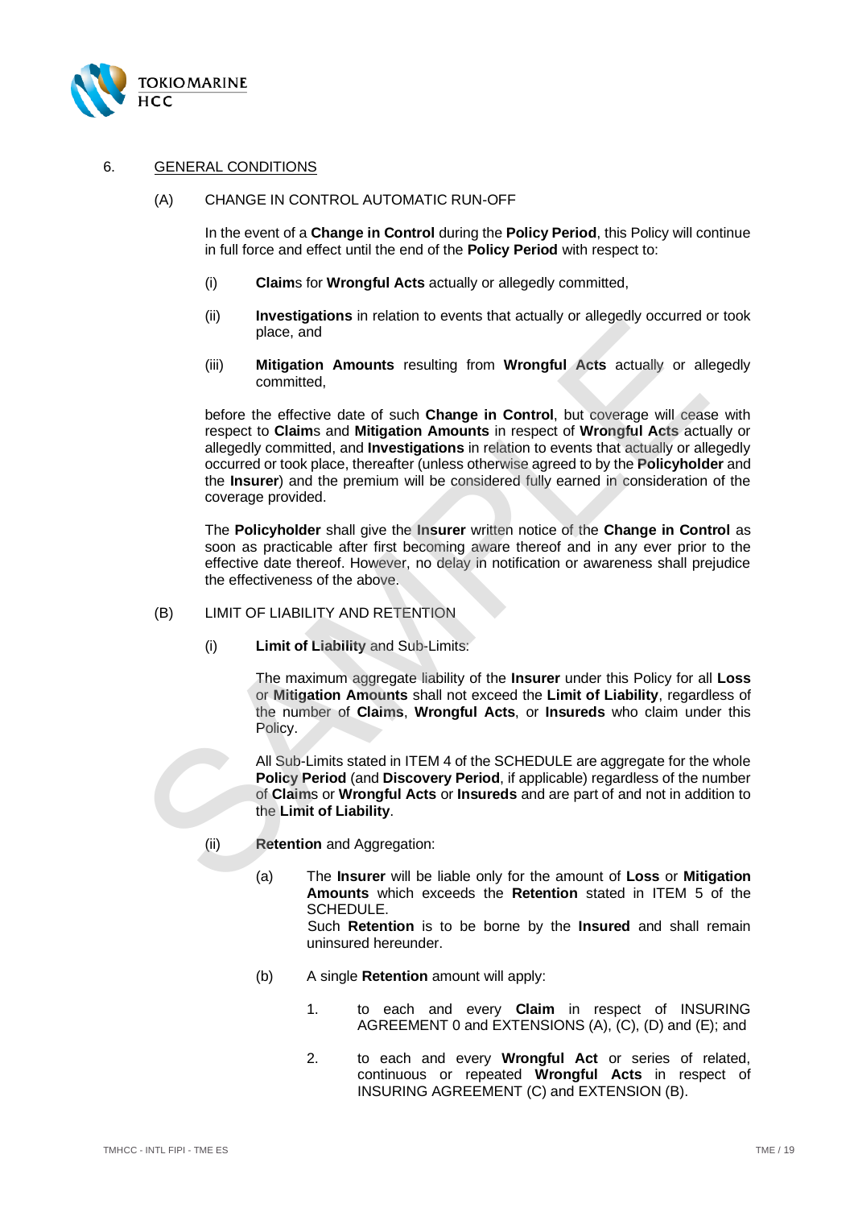## 6. GENERAL CONDITIONS

### (A) CHANGE IN CONTROL AUTOMATIC RUN-OFF

In the event of a **Change in Control** during the **Policy Period**, this Policy will continue in full force and effect until the end of the **Policy Period** with respect to:

(i) **Claim**s for **Wrongful Acts** actually or allegedly committed,

(ii) **Investigations** in relation to events that actually or allegedly occurred or took place, and

(iii) **Mitigation Amounts** resulting from **Wrongful Acts** actually or allegedly committed,

before the effective date of such **Change in Control**, but coverage will cease with respect to **Claim**s and **Mitigation Amounts** in respect of **Wrongful Acts** actually or allegedly committed, and **Investigations** in relation to events that actually or allegedly occurred or took place, thereafter (unless otherwise agreed to by the **Policyholder** and the **Insurer**) and the premium will be considered fully earned in consideration of the coverage provided.

The **Policyholder** shall give the **Insurer** written notice of the **Change in Control** as soon as practicable after first becoming aware thereof and in any ever prior to the effective date thereof. However, no delay in notification or awareness shall prejudice the effectiveness of the above.

### (B) LIMIT OF LIABILITY AND RETENTION

(i) **Limit of Liability** and Sub-Limits:

The maximum aggregate liability of the **Insurer** under this Policy for all **Loss** or **Mitigation Amounts** shall not exceed the **Limit of Liability**, regardless of the number of **Claims**, **Wrongful Acts**, or **Insureds** who claim under this Policy.

All Sub-Limits stated in ITEM 4 of the SCHEDULE are aggregate for the whole **Policy Period** (and **Discovery Period**, if applicable) regardless of the number of **Claims** or **Wrongful Acts** or **Insureds** and are part of and not in addition to the **Limit of Liability**.

(ii) **Retention** and Aggregation:

(a) The **Insurer** will be liable only for the amount of **Loss** or **Mitigation Amounts** which exceeds the **Retention** stated in ITEM 5 of the SCHEDULE.
Such **Retention** is to be borne by the **Insured** and shall remain uninsured hereunder.

(b) A single **Retention** amount will apply:

1. to each and every **Claim** in respect of INSURING AGREEMENT 0 and EXTENSIONS (A), (C), (D) and (E); and

2. to each and every **Wrongful Act** or series of related, continuous or repeated **Wrongful Acts** in respect of INSURING AGREEMENT (C) and EXTENSION (B).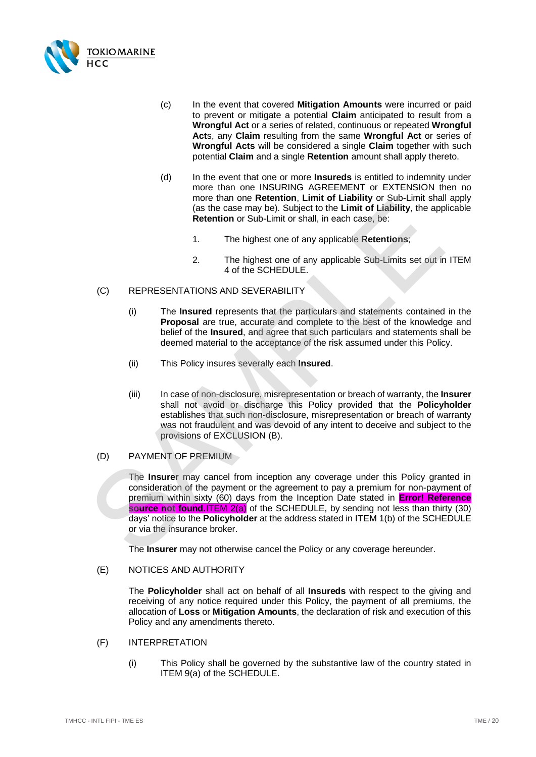(c) In the event that covered **Mitigation Amounts** were incurred or paid to prevent or mitigate a potential **Claim** anticipated to result from a **Wrongful Act** or a series of related, continuous or repeated **Wrongful Act**s, any **Claim** resulting from the same **Wrongful Act** or series of **Wrongful Acts** will be considered a single **Claim** together with such potential **Claim** and a single **Retention** amount shall apply thereto.

(d) In the event that one or more **Insureds** is entitled to indemnity under more than one INSURING AGREEMENT or EXTENSION then no more than one **Retention**, **Limit of Liability** or Sub-Limit shall apply (as the case may be). Subject to the **Limit of Liability**, the applicable **Retention** or Sub-Limit or shall, in each case, be:

1. The highest one of any applicable **Retentions**;
2. The highest one of any applicable Sub-Limits set out in ITEM 4 of the SCHEDULE.

(C) REPRESENTATIONS AND SEVERABILITY

(i) The **Insured** represents that the particulars and statements contained in the **Proposal** are true, accurate and complete to the best of the knowledge and belief of the **Insured**, and agree that such particulars and statements shall be deemed material to the acceptance of the risk assumed under this Policy.

(ii) This Policy insures severally each **Insured**.

(iii) In case of non-disclosure, misrepresentation or breach of warranty, the **Insurer** shall not avoid or discharge this Policy provided that the **Policyholder** establishes that such non-disclosure, misrepresentation or breach of warranty was not fraudulent and was devoid of any intent to deceive and subject to the provisions of EXCLUSION (B).

(D) PAYMENT OF PREMIUM

The **Insurer** may cancel from inception any coverage under this Policy granted in consideration of the payment or the agreement to pay a premium for non-payment of premium within sixty (60) days from the Inception Date stated in **Error! Reference source not found.**ITEM 2(a) of the SCHEDULE, by sending not less than thirty (30) days' notice to the **Policyholder** at the address stated in ITEM 1(b) of the SCHEDULE or via the insurance broker.

The **Insurer** may not otherwise cancel the Policy or any coverage hereunder.

(E) NOTICES AND AUTHORITY

The **Policyholder** shall act on behalf of all **Insureds** with respect to the giving and receiving of any notice required under this Policy, the payment of all premiums, the allocation of **Loss** or **Mitigation Amounts**, the declaration of risk and execution of this Policy and any amendments thereto.

(F) INTERPRETATION

(i) This Policy shall be governed by the substantive law of the country stated in ITEM 9(a) of the SCHEDULE.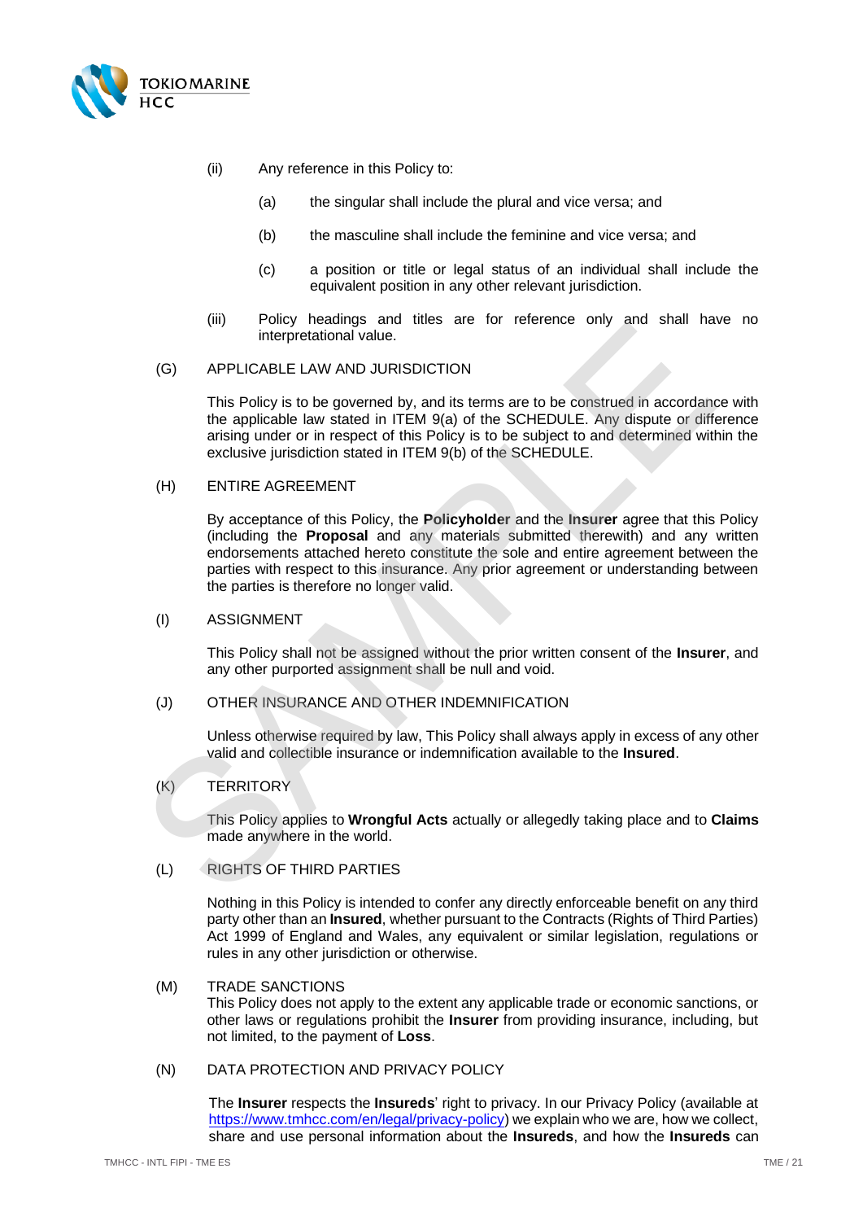(ii) Any reference in this Policy to:

(a) the singular shall include the plural and vice versa; and

(b) the masculine shall include the feminine and vice versa; and

(c) a position or title or legal status of an individual shall include the equivalent position in any other relevant jurisdiction.

(iii) Policy headings and titles are for reference only and shall have no interpretational value.

(G) APPLICABLE LAW AND JURISDICTION

This Policy is to be governed by, and its terms are to be construed in accordance with the applicable law stated in ITEM 9(a) of the SCHEDULE. Any dispute or difference arising under or in respect of this Policy is to be subject to and determined within the exclusive jurisdiction stated in ITEM 9(b) of the SCHEDULE.

(H) ENTIRE AGREEMENT

By acceptance of this Policy, the **Policyholder** and the **Insurer** agree that this Policy (including the **Proposal** and any materials submitted therewith) and any written endorsements attached hereto constitute the sole and entire agreement between the parties with respect to this insurance. Any prior agreement or understanding between the parties is therefore no longer valid.

(I) ASSIGNMENT

This Policy shall not be assigned without the prior written consent of the **Insurer**, and any other purported assignment shall be null and void.

(J) OTHER INSURANCE AND OTHER INDEMNIFICATION

Unless otherwise required by law, This Policy shall always apply in excess of any other valid and collectible insurance or indemnification available to the **Insured**.

(K) TERRITORY

This Policy applies to **Wrongful Acts** actually or allegedly taking place and to **Claims** made anywhere in the world.

(L) RIGHTS OF THIRD PARTIES

Nothing in this Policy is intended to confer any directly enforceable benefit on any third party other than an **Insured**, whether pursuant to the Contracts (Rights of Third Parties) Act 1999 of England and Wales, any equivalent or similar legislation, regulations or rules in any other jurisdiction or otherwise.

(M) TRADE SANCTIONS

This Policy does not apply to the extent any applicable trade or economic sanctions, or other laws or regulations prohibit the **Insurer** from providing insurance, including, but not limited, to the payment of **Loss**.

(N) DATA PROTECTION AND PRIVACY POLICY

The **Insurer** respects the **Insureds**' right to privacy. In our Privacy Policy (available at https://www.tmhcc.com/en/legal/privacy-policy) we explain who we are, how we collect, share and use personal information about the **Insureds**, and how the **Insureds** can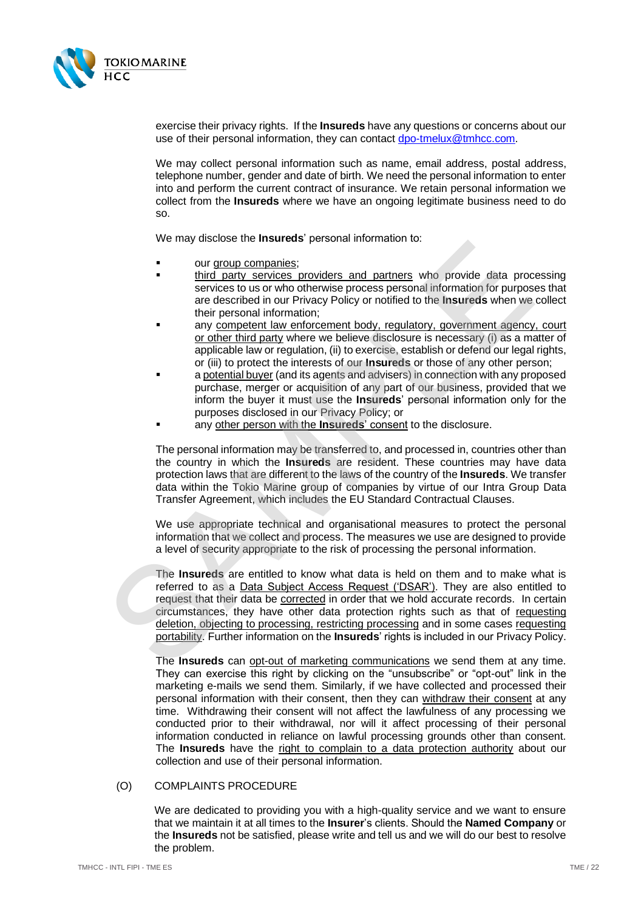exercise their privacy rights. If the **Insureds** have any questions or concerns about our use of their personal information, they can contact dpo-tmelux@tmhcc.com.

We may collect personal information such as name, email address, postal address, telephone number, gender and date of birth. We need the personal information to enter into and perform the current contract of insurance. We retain personal information we collect from the **Insureds** where we have an ongoing legitimate business need to do so.

We may disclose the **Insureds**' personal information to:

- our group companies;
- third party services providers and partners who provide data processing services to us or who otherwise process personal information for purposes that are described in our Privacy Policy or notified to the **Insureds** when we collect their personal information;
- any competent law enforcement body, regulatory, government agency, court or other third party where we believe disclosure is necessary (i) as a matter of applicable law or regulation, (ii) to exercise, establish or defend our legal rights, or (iii) to protect the interests of our **Insureds** or those of any other person;
- a potential buyer (and its agents and advisers) in connection with any proposed purchase, merger or acquisition of any part of our business, provided that we inform the buyer it must use the **Insureds**' personal information only for the purposes disclosed in our Privacy Policy; or
- any other person with the **Insureds**' consent to the disclosure.

The personal information may be transferred to, and processed in, countries other than the country in which the **Insureds** are resident. These countries may have data protection laws that are different to the laws of the country of the **Insureds**. We transfer data within the Tokio Marine group of companies by virtue of our Intra Group Data Transfer Agreement, which includes the EU Standard Contractual Clauses.

We use appropriate technical and organisational measures to protect the personal information that we collect and process. The measures we use are designed to provide a level of security appropriate to the risk of processing the personal information.

The **Insureds** are entitled to know what data is held on them and to make what is referred to as a Data Subject Access Request ('DSAR'). They are also entitled to request that their data be corrected in order that we hold accurate records. In certain circumstances, they have other data protection rights such as that of requesting deletion, objecting to processing, restricting processing and in some cases requesting portability. Further information on the **Insureds**' rights is included in our Privacy Policy.

The **Insureds** can opt-out of marketing communications we send them at any time. They can exercise this right by clicking on the "unsubscribe" or "opt-out" link in the marketing e-mails we send them. Similarly, if we have collected and processed their personal information with their consent, then they can withdraw their consent at any time. Withdrawing their consent will not affect the lawfulness of any processing we conducted prior to their withdrawal, nor will it affect processing of their personal information conducted in reliance on lawful processing grounds other than consent. The **Insureds** have the right to complain to a data protection authority about our collection and use of their personal information.

(O) COMPLAINTS PROCEDURE

We are dedicated to providing you with a high-quality service and we want to ensure that we maintain it at all times to the **Insurer**'s clients. Should the **Named Company** or the **Insureds** not be satisfied, please write and tell us and we will do our best to resolve the problem.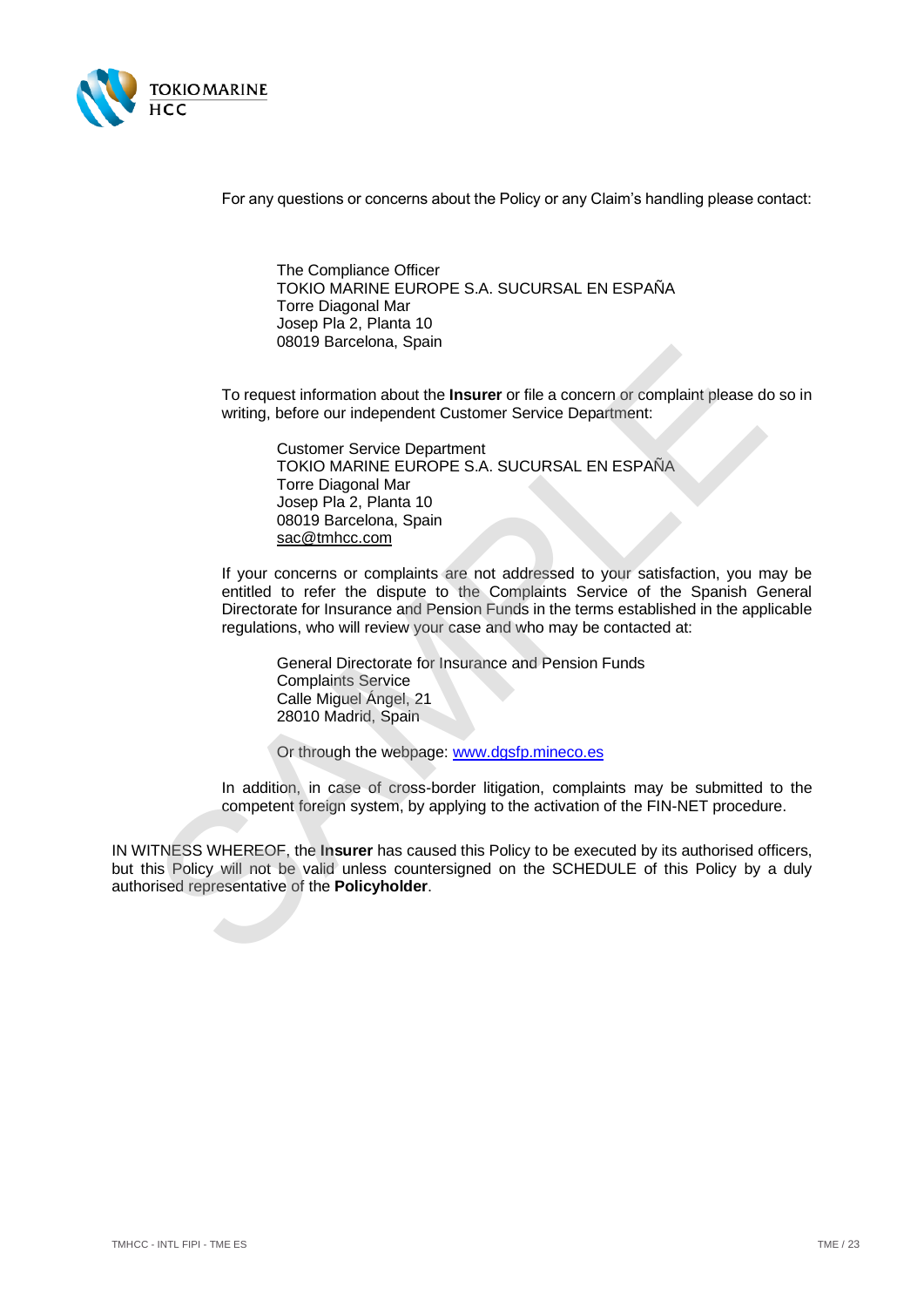For any questions or concerns about the Policy or any Claim's handling please contact:

The Compliance Officer
TOKIO MARINE EUROPE S.A. SUCURSAL EN ESPAÑA
Torre Diagonal Mar
Josep Pla 2, Planta 10
08019 Barcelona, Spain

To request information about the **Insurer** or file a concern or complaint please do so in writing, before our independent Customer Service Department:

Customer Service Department
TOKIO MARINE EUROPE S.A. SUCURSAL EN ESPAÑA
Torre Diagonal Mar
Josep Pla 2, Planta 10
08019 Barcelona, Spain
sac@tmhcc.com

If your concerns or complaints are not addressed to your satisfaction, you may be entitled to refer the dispute to the Complaints Service of the Spanish General Directorate for Insurance and Pension Funds in the terms established in the applicable regulations, who will review your case and who may be contacted at:

General Directorate for Insurance and Pension Funds
Complaints Service
Calle Miguel Ángel, 21
28010 Madrid, Spain

Or through the webpage: www.dgsfp.mineco.es

In addition, in case of cross-border litigation, complaints may be submitted to the competent foreign system, by applying to the activation of the FIN-NET procedure.

IN WITNESS WHEREOF, the **Insurer** has caused this Policy to be executed by its authorised officers, but this Policy will not be valid unless countersigned on the SCHEDULE of this Policy by a duly authorised representative of the **Policyholder**.